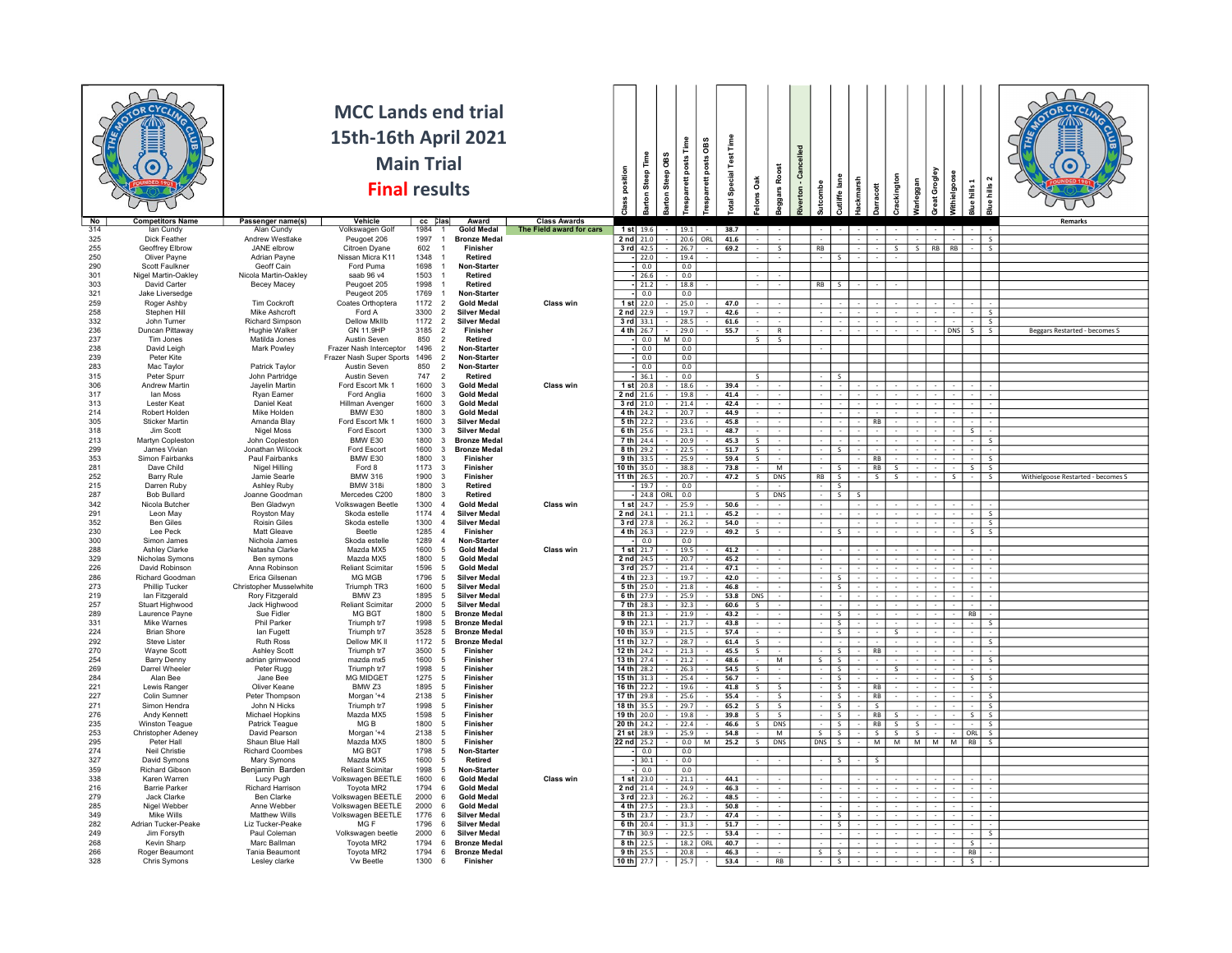# MCC Lands end trial

## 15th-16th April 2021

## Main Trial

## Final results

| No | Competitors Name | Passenger name(s) | Vehicle | cc | Class | Award | Class Awards | Class position | Barton Steep Time | Barton Steep OBS | Tresparrett posts Time | Tresparrett posts OBS | Total Special Test Time | Felons Oak | Beggars Roost | Riverton - Cancelled | Sutcombe | Cutliffe lane | Hackmarsh | Darracott | Crackington | Warleggan | Great Grogley | Withielgoose | Blue hills 1 | Blue hills 2 | Remarks |
|---|---|---|---|---|---|---|---|---|---|---|---|---|---|---|---|---|---|---|---|---|---|---|---|---|---|---|---|
| 314 | Ian Cundy | Alan Cundy | Volkswagen Golf | 1984 | 1 | Gold Medal | The Field award for cars | 1st | 19.6 | - | 19.1 | - | 38.7 | - | - | | - | - | - | - | - | - | - | - | - | - | |
| 325 | Dick Feather | Andrew Westlake | Peugeot 206 | 1997 | 1 | Bronze Medal | | 2nd | 21.0 | - | 20.6 | ORL | 41.6 | - | - | | - | | - | - | - | - | - | - | - | S | |
| 255 | Geoffrey Elbrow | JANE elbrow | Citroen Dyane | 602 | 1 | Finisher | | 3rd | 42.5 | - | 26.7 | - | 69.2 | - | S | | RB | | - | - | S | S | RB | RB | - | S | |
| 250 | Oliver Payne | Adrian Payne | Nissan Micra K11 | 1348 | 1 | | | - | 22.0 | - | 19.4 | - | | | | | - | S | - | - | - | | | | | | |
| 290 | Scott Faulkner | Geoff Cain | Ford Puma | 1698 | 1 | Non-Starter | | - | 0.0 | | 0.0 | | | | | | | | | | | | | | | | |
| 301 | Nigel Martin-Oakley | Nicola Martin-Oakley | saab 96 v4 | 1503 | 1 | Retired | | - | 26.6 | - | 0.0 | | | - | - | | | | | | | | | | | | |
| 303 | David Carter | Becey Macey | Peugeot 205 | 1998 | 1 | Retired | | - | 21.2 | - | 18.8 | - | | - | - | | RB | S | - | - | - | | | | | | |
| 321 | Jake Liversedge | | Peugeot 205 | 1769 | 1 | Non-Starter | | - | 0.0 | | 0.0 | | | | | | | | | | | | | | | | |
| 259 | Roger Ashby | Tim Cockroft | Coates Orthoptera | 1172 | 2 | Gold Medal | Class win | 1st | 22.0 | - | 25.0 | - | 47.0 | - | - | | - | - | - | - | - | - | - | - | - | - | |
| 258 | Stephen Hill | Mike Ashcroft | Ford A | 3300 | 2 | Silver Medal | | 2nd | 22.9 | - | 19.7 | - | 42.6 | - | - | | - | - | - | - | - | - | - | - | - | S | |
| 332 | John Turner | Richard Simpson | Dellow MkIIb | 1172 | 2 | Silver Medal | | 3rd | 33.1 | - | 28.5 | - | 61.6 | - | - | | - | - | - | - | - | - | - | - | - | S | |
| 236 | Duncan Pittaway | Hughie Walker | GN 11.9HP | 3185 | 2 | Finisher | | 4th | 26.7 | - | 29.0 | - | 55.7 | - | R | | - | - | - | - | - | - | - | DNS | S | S | Beggars Restarted - becomes S |
| 237 | Tim Jones | Matilda Jones | Austin Seven | 850 | 2 | Retired | | - | 0.0 | M | 0.0 | | | S | S | | | | | | | | | | | | |
| 238 | David Leigh | Mark Powley | Frazer Nash Interceptor | 1496 | 2 | Non-Starter | | - | 0.0 | | 0.0 | | | | | | - | | | | | | | | | | |
| 239 | Peter Kite | | Frazer Nash Super Sports | 1496 | 2 | Non-Starter | | - | 0.0 | | 0.0 | | | | | | | | | | | | | | | | |
| 283 | Mac Taylor | Patrick Taylor | Austin Seven | 850 | 2 | Non-Starter | | - | 0.0 | | 0.0 | | | | | | | | | | | | | | | | |
| 315 | Peter Spurr | John Partridge | Austin Seven | 747 | 2 | Retired | | - | 36.1 | - | 0.0 | | | S | | | - | S | | | | | | | | | |
| 306 | Andrew Martin | Jayelin Martin | Ford Escort Mk 1 | 1600 | 3 | Gold Medal | Class win | 1st | 20.8 | - | 18.6 | - | 39.4 | - | - | | - | - | - | - | - | - | - | - | - | - | |
| 317 | Ian Moss | Ryan Eamer | Ford Anglia | 1600 | 3 | Gold Medal | | 2nd | 21.6 | - | 19.8 | - | 41.4 | - | - | | - | - | - | - | - | - | - | - | - | - | |
| 313 | Lester Keat | Daniel Keat | Hillman Avenger | 1600 | 3 | Gold Medal | | 3rd | 21.0 | - | 21.4 | - | 42.4 | - | - | | - | - | - | - | - | - | - | - | - | - | |
| 214 | Robert Holden | Mike Holden | BMW E30 | 1800 | 3 | Gold Medal | | 4th | 24.2 | - | 20.7 | - | 44.9 | - | - | | - | - | - | - | - | - | - | - | - | - | |
| 305 | Sticker Martin | Amanda Blay | Ford Escort Mk 1 | 1600 | 3 | Silver Medal | | 5th | 22.2 | - | 23.6 | - | 45.8 | - | - | | - | - | - | RB | - | - | - | - | - | - | |
| 318 | Jim Scott | Nigel Moss | Ford Escort | 1300 | 3 | Silver Medal | | 6th | 25.6 | - | 23.1 | - | 48.7 | - | - | | - | - | - | - | - | - | - | - | S | - | |
| 213 | Martyn Copleston | John Copleston | BMW E30 | 1800 | 3 | Bronze Medal | | 7th | 24.4 | - | 20.9 | - | 45.3 | S | - | | - | - | - | - | - | - | - | - | - | S | |
| 299 | James Vivian | Jonathan Wilcock | Ford Escort | 1600 | 3 | Bronze Medal | | 8th | 29.2 | - | 22.5 | - | 51.7 | S | - | | - | S | - | - | - | - | - | - | - | - | |
| 353 | Simon Fairbanks | Paul Fairbanks | BMW E30 | 1800 | 3 | Finisher | | 9th | 33.5 | - | 25.9 | - | 59.4 | S | - | | - | - | - | RB | - | - | - | - | - | S | |
| 281 | Dave Child | Nigel Hilling | Ford 8 | 1173 | 3 | Finisher | | 10th | 35.0 | - | 38.8 | - | 73.8 | - | M | | - | S | - | RB | S | - | - | - | S | S | |
| 252 | Barry Rule | Jamie Searle | BMW 316 | 1900 | 3 | Finisher | | 11th | 26.5 | - | 20.7 | - | 47.2 | S | DNS | | RB | S | - | S | S | - | - | S | - | S | Withielgoose Restarted - becomes S |
| 215 | Darren Ruby | Ashley Ruby | BMW 318i | 1800 | 3 | Retired | | - | 19.7 | - | 0.0 | | | - | - | | - | S | | | | | | | | | |
| 287 | Bob Bullard | Joanne Goodman | Mercedes C200 | 1800 | 3 | Retired | | - | 24.8 | ORL | 0.0 | | | S | DNS | | - | S | S | | | | | | | | |
| 342 | Nicola Butcher | Ben Gladwyn | Volkswagen Beetle | 1300 | 4 | Gold Medal | Class win | 1st | 24.7 | - | 25.9 | - | 50.6 | - | - | | - | - | - | - | - | - | - | - | - | - | |
| 291 | Leon May | Royston May | Skoda estelle | 1174 | 4 | Silver Medal | | 2nd | 24.1 | - | 21.1 | - | 45.2 | - | - | | - | - | - | - | - | - | - | - | - | S | |
| 352 | Ben Giles | Roisin Giles | Skoda estelle | 1300 | 4 | Silver Medal | | 3rd | 27.8 | - | 26.2 | - | 54.0 | - | - | | - | - | - | - | - | - | - | - | - | S | |
| 230 | Lee Peck | Matt Gleave | Beetle | 1285 | 4 | Finisher | | 4th | 26.3 | - | 22.9 | - | 49.2 | S | - | | - | S | - | - | - | - | - | - | S | S | |
| 300 | Simon James | Nichola James | Skoda estelle | 1289 | 4 | Non-Starter | | - | 0.0 | | 0.0 | | | | | | | | | | | | | | | | |
| 288 | Ashley Clarke | Natasha Clarke | Mazda MX5 | 1600 | 5 | Gold Medal | Class win | 1st | 21.7 | - | 19.5 | - | 41.2 | - | - | | - | - | - | - | - | - | - | - | - | - | |
| 329 | Nicholas Symons | Ben symons | Mazda MX5 | 1800 | 5 | Gold Medal | | 2nd | 24.5 | - | 20.7 | - | 45.2 | - | - | | - | - | - | - | - | - | - | - | - | - | |
| 226 | David Robinson | Anna Robinson | Reliant Scimitar | 1596 | 5 | Gold Medal | | 3rd | 25.7 | - | 21.4 | - | 47.1 | - | - | | - | - | - | - | - | - | - | - | - | - | |
| 286 | Richard Goodman | Erica Gilsenan | MG MGB | 1796 | 5 | Silver Medal | | 4th | 22.3 | - | 19.7 | - | 42.0 | - | - | | - | S | - | - | - | - | - | - | - | - | |
| 273 | Phillip Tucker | Christopher Musselwhite | Triumph TR3 | 1600 | 5 | Silver Medal | | 5th | 25.0 | - | 21.8 | - | 46.8 | - | - | | - | S | - | - | - | - | - | - | - | - | |
| 219 | Ian Fitzgerald | Rory Fitzgerald | BMW Z3 | 1895 | 5 | Silver Medal | | 6th | 27.9 | - | 25.9 | - | 53.8 | DNS | - | | - | - | - | - | - | - | - | - | - | - | |
| 257 | Stuart Highwood | Jack Highwood | Reliant Scimitar | 2000 | 5 | Silver Medal | | 7th | 28.3 | - | 32.3 | - | 60.6 | S | - | | - | - | - | - | - | - | - | - | - | - | |
| 289 | Laurence Payne | Sue Fidler | MG BGT | 1800 | 5 | Bronze Medal | | 8th | 21.3 | - | 21.9 | - | 43.2 | - | - | | - | S | - | - | - | - | - | - | RB | - | |
| 331 | Mike Warnes | Phil Parker | Triumph tr7 | 1998 | 5 | Bronze Medal | | 9th | 22.1 | - | 21.7 | - | 43.8 | - | - | | - | S | - | - | - | - | - | - | - | S | |
| 224 | Brian Shore | Ian Fugett | Triumph tr7 | 3528 | 5 | Bronze Medal | | 10th | 35.9 | - | 21.5 | - | 57.4 | - | - | | - | S | - | - | S | - | - | - | - | - | |
| 292 | Steve Lister | Ruth Ross | Dellow MK II | 1172 | 5 | Bronze Medal | | 11th | 32.7 | - | 28.7 | - | 61.4 | S | - | | - | - | - | - | - | - | - | - | - | S | |
| 270 | Wayne Scott | Ashley Scott | Triumph tr7 | 3500 | 5 | Finisher | | 12th | 24.2 | - | 21.3 | - | 45.5 | S | - | | - | S | - | RB | - | - | - | - | - | - | |
| 254 | Barry Denny | adrian grimwood | mazda mx5 | 1600 | 5 | Finisher | | 13th | 27.4 | - | 21.2 | - | 48.6 | - | M | | S | S | - | - | - | - | - | - | - | S | |
| 269 | Darrel Wheeler | Peter Rugg | Triumph tr7 | 1998 | 5 | Finisher | | 14th | 28.2 | - | 26.3 | - | 54.5 | S | - | | - | S | - | - | S | - | - | - | - | - | |
| 284 | Alan Bee | Jane Bee | MG MIDGET | 1275 | 5 | Finisher | | 15th | 31.3 | - | 25.4 | - | 56.7 | - | - | | - | S | - | - | - | - | - | - | S | S | |
| 221 | Lewis Ranger | Oliver Keane | BMW Z3 | 1895 | 5 | Finisher | | 16th | 22.2 | - | 19.6 | - | 41.8 | S | S | | - | S | - | RB | - | - | - | - | - | - | |
| 227 | Colin Sumner | Peter Thompson | Morgan '+4 | 2138 | 5 | Finisher | | 17th | 29.8 | - | 25.6 | - | 55.4 | S | S | | - | S | - | RB | - | - | - | - | - | S | |
| 271 | Simon Hendra | John N Hicks | Triumph tr7 | 1998 | 5 | Finisher | | 18th | 35.5 | - | 29.7 | - | 65.2 | S | S | | - | S | - | S | - | - | - | - | - | S | |
| 276 | Andy Kennett | Michael Hopkins | Mazda MX5 | 1598 | 5 | Finisher | | 19th | 20.0 | - | 19.8 | - | 39.8 | S | S | | - | S | - | RB | S | - | - | - | S | S | |
| 235 | Winston Teague | Patrick Teague | MG B | 1800 | 5 | Finisher | | 20th | 24.2 | - | 22.4 | - | 46.6 | S | DNS | | - | S | - | RB | S | S | - | - | - | S | |
| 253 | Christopher Adeney | David Pearson | Morgan '+4 | 2138 | 5 | Finisher | | 21st | 28.9 | - | 25.9 | - | 54.8 | - | M | | S | S | - | S | S | S | - | - | ORL | S | |
| 295 | Peter Hall | Shaun Blue Hall | Mazda MX5 | 1800 | 5 | Finisher | | 22nd | 25.2 | - | 0.0 | M | 25.2 | S | DNS | | DNS | S | - | M | M | M | M | M | RB | S | |
| 274 | Neil Christie | Richard Coombes | MG BGT | 1798 | 5 | Non-Starter | | - | 0.0 | | 0.0 | | | | | | | | | | | | | | | | |
| 327 | David Symons | Mary Symons | Mazda MX5 | 1600 | 5 | Retired | | - | 30.1 | - | 0.0 | | | - | - | | - | S | - | S | | | | | | | |
| 359 | Richard Gibson | Benjamin Barden | Reliant Scimitar | 1998 | 5 | Non-Starter | | - | 0.0 | | 0.0 | | | | | | | | | | | | | | | | |
| 338 | Karen Warren | Lucy Pugh | Volkswagen BEETLE | 1600 | 6 | Gold Medal | Class win | 1st | 23.0 | - | 21.1 | - | 44.1 | - | - | | - | - | - | - | - | - | - | - | - | - | |
| 216 | Barrie Parker | Richard Harrison | Toyota MR2 | 1794 | 6 | Gold Medal | | 2nd | 21.4 | - | 24.9 | - | 46.3 | - | - | | - | - | - | - | - | - | - | - | - | - | |
| 279 | Jack Clarke | Ben Clarke | Volkswagen BEETLE | 2000 | 6 | Gold Medal | | 3rd | 22.3 | - | 26.2 | - | 48.5 | - | - | | - | - | - | - | - | - | - | - | - | - | |
| 285 | Nigel Webber | Anne Webber | Volkswagen BEETLE | 2000 | 6 | Gold Medal | | 4th | 27.5 | - | 23.3 | - | 50.8 | - | - | | - | - | - | - | - | - | - | - | - | - | |
| 349 | Mike Wills | Matthew Wills | Volkswagen BEETLE | 1776 | 6 | Silver Medal | | 5th | 23.7 | - | 23.7 | - | 47.4 | - | - | | - | S | - | - | - | - | - | - | - | - | |
| 282 | Adrian Tucker-Peake | Liz Tucker-Peake | MG F | 1796 | 6 | Silver Medal | | 6th | 20.4 | - | 31.3 | - | 51.7 | - | - | | - | S | - | - | - | - | - | - | - | - | |
| 249 | Jim Forsyth | Paul Coleman | Volkswagen beetle | 2000 | 6 | Silver Medal | | 7th | 30.9 | - | 22.5 | - | 53.4 | - | - | | - | - | - | - | - | - | - | - | - | S | |
| 268 | Kevin Sharp | Marc Ballman | Toyota MR2 | 1794 | 6 | Bronze Medal | | 8th | 22.5 | - | 18.2 | ORL | 40.7 | - | - | | - | - | - | - | - | - | - | - | S | - | |
| 266 | Roger Beaumont | Tania Beaumont | Toyota MR2 | 1794 | 6 | Bronze Medal | | 9th | 25.5 | - | 20.8 | - | 46.3 | - | - | | S | S | - | - | - | - | - | - | RB | - | |
| 328 | Chris Symons | Lesley clarke | Vw Beetle | 1300 | 6 | Finisher | | 10th | 27.7 | - | 25.7 | - | 53.4 | - | RB | | - | S | - | - | - | - | - | - | S | - | |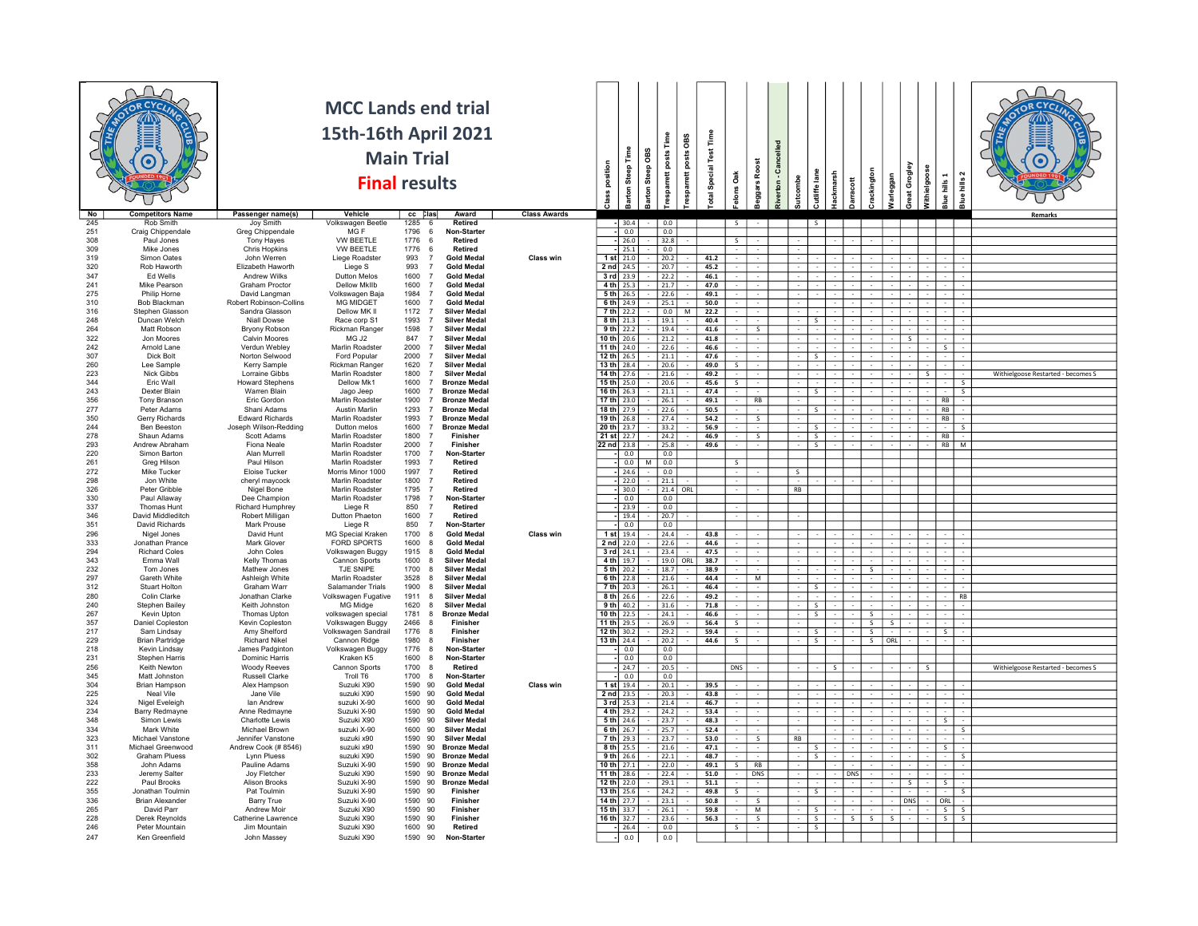# MCC Lands end trial

## 15th-16th April 2021

## Main Trial

## Final results

| No | Competitors Name | Passenger name(s) | Vehicle | cc | Class | Award | Class Awards | Class position | Barton Steep Time | Barton Steep OBS | Tresparrett posts Time | Tresparrett posts OBS | Total Special Test Time | Felons Oak | Beggars Roost | Riverton - Cancelled | Sutcombe | Cutliffe lane | Hackmarsh | Darracott | Crackington | Warleggan | Great Grogley | Withielgoose | Blue hills 1 | Blue hills 2 | Remarks |
|---|---|---|---|---|---|---|---|---|---|---|---|---|---|---|---|---|---|---|---|---|---|---|---|---|---|---|---|
| 245 | Rob Smith | Joy Smith | Volkswagen Beetle | 1285 | 6 | Retired | | - | 30.4 | | 0.0 | | | S | - | | | S | | | | | | | | | |
| 251 | Craig Chippendale | Greg Chippendale | MG F | 1796 | 6 | Non-Starter | | - | 0.0 | | 0.0 | | | | | | | | | | | | | | | | |
| 308 | Paul Jones | Tony Hayes | VW BEETLE | 1776 | 6 | Retired | | - | 26.0 | - | 32.8 | - | | S | - | | - | | - | - | - | - | | | | | |
| 309 | Mike Jones | Chris Hopkins | VW BEETLE | 1776 | 6 | Retired | | - | 25.1 | - | 0.0 | | | - | - | | | | | | | | | | | | |
| 319 | Simon Oates | John Werren | Liege Roadster | 993 | 7 | Gold Medal | Class win | 1 st | 21.0 | - | 20.2 | - | 41.2 | - | - | | - | - | - | - | - | - | - | - | - | - | |
| 320 | Rob Haworth | Elizabeth Haworth | Liege S | 993 | 7 | Gold Medal | | 2 nd | 24.5 | - | 20.7 | - | 45.2 | - | - | | - | - | - | - | - | - | - | - | - | - | |
| 347 | Ed Wells | Andrew Wilks | Dutton Melos | 1600 | 7 | Gold Medal | | 3 rd | 23.9 | - | 22.2 | - | 46.1 | - | - | | - | - | - | - | - | - | - | - | - | - | |
| 241 | Mike Pearson | Graham Proctor | Dellow MkIIb | 1600 | 7 | Gold Medal | | 4 th | 25.3 | - | 21.7 | - | 47.0 | - | - | | - | - | - | - | - | - | - | - | - | - | |
| 275 | Philip Horne | David Langman | Volkswagen Baja | 1984 | 7 | Gold Medal | | 5 th | 26.5 | - | 22.6 | - | 49.1 | - | - | | - | - | - | - | - | - | - | - | - | - | |
| 310 | Bob Blackman | Robert Robinson-Collins | MG MIDGET | 1600 | 7 | Gold Medal | | 6 th | 24.9 | - | 25.1 | - | 50.0 | - | - | | - | - | - | - | - | - | - | - | - | - | |
| 316 | Stephen Glasson | Sandra Glasson | Dellow MK II | 1172 | 7 | Silver Medal | | 7 th | 22.2 | - | 0.0 | M | 22.2 | - | - | | - | - | - | - | - | - | - | - | - | - | |
| 248 | Duncan Welch | Niall Dowse | Race corp S1 | 1993 | 7 | Silver Medal | | 8 th | 21.3 | - | 19.1 | - | 40.4 | - | - | | - | S | - | - | - | - | - | - | - | - | |
| 264 | Matt Robson | Bryony Robson | Rickman Ranger | 1598 | 7 | Silver Medal | | 9 th | 22.2 | - | 19.4 | - | 41.6 | - | S | | - | - | - | - | - | - | - | - | - | - | |
| 322 | Jon Moores | Calvin Moores | MG J2 | 847 | 7 | Silver Medal | | 10 th | 20.6 | - | 21.2 | - | 41.8 | - | - | | - | - | - | - | - | - | S | - | - | - | |
| 242 | Arnold Lane | Verdun Webley | Marlin Roadster | 2000 | 7 | Silver Medal | | 11 th | 24.0 | - | 22.6 | - | 46.6 | - | - | | - | - | - | - | - | - | - | - | S | - | |
| 307 | Dick Bolt | Norton Selwood | Ford Popular | 2000 | 7 | Silver Medal | | 12 th | 26.5 | - | 21.1 | - | 47.6 | - | - | | - | S | - | - | - | - | - | - | - | - | |
| 260 | Lee Sample | Kerry Sample | Rickman Ranger | 1620 | 7 | Silver Medal | | 13 th | 28.4 | - | 20.6 | - | 49.0 | S | - | | - | - | - | - | - | - | - | - | - | - | |
| 223 | Nick Gibbs | Lorraine Gibbs | Marlin Roadster | 1800 | 7 | Silver Medal | | 14 th | 27.6 | - | 21.6 | - | 49.2 | - | - | | - | - | - | - | - | - | - | S | - | - | Withielgoose Restarted - becomes S |
| 344 | Eric Wall | Howard Stephens | Dellow Mk1 | 1600 | 7 | Bronze Medal | | 15 th | 25.0 | - | 20.6 | - | 45.6 | S | - | | - | - | - | - | - | - | - | - | - | S | |
| 243 | Dexter Blain | Warren Blain | Jago Jeep | 1600 | 7 | Bronze Medal | | 16 th | 26.3 | - | 21.1 | - | 47.4 | - | - | | - | S | - | - | - | - | - | - | - | S | |
| 356 | Tony Branson | Eric Gordon | Marlin Roadster | 1900 | 7 | Bronze Medal | | 17 th | 23.0 | - | 26.1 | - | 49.1 | - | RB | | - | - | - | - | - | - | - | - | RB | - | |
| 277 | Peter Adams | Shani Adams | Austin Marlin | 1293 | 7 | Bronze Medal | | 18 th | 27.9 | - | 22.6 | - | 50.5 | - | - | | - | S | - | - | - | - | - | - | RB | - | |
| 350 | Gerry Richards | Edward Richards | Marlin Roadster | 1993 | 7 | Bronze Medal | | 19 th | 26.8 | - | 27.4 | - | 54.2 | - | S | | - | - | - | - | - | - | - | - | RB | - | |
| 244 | Ben Beeston | Joseph Wilson-Redding | Dutton melos | 1600 | 7 | Bronze Medal | | 20 th | 23.7 | - | 33.2 | - | 56.9 | - | - | | - | S | - | - | - | - | - | - | - | S | |
| 278 | Shaun Adams | Scott Adams | Marlin Roadster | 1800 | 7 | Finisher | | 21 st | 22.7 | - | 24.2 | - | 46.9 | - | S | | - | S | - | - | - | - | - | - | RB | - | |
| 293 | Andrew Abraham | Fiona Neale | Marlin Roadster | 2000 | 7 | Finisher | | 22 nd | 23.8 | - | 25.8 | - | 49.6 | - | - | | - | S | - | - | - | - | - | - | RB | M | |
| 220 | Simon Barton | Alan Murrell | Marlin Roadster | 1700 | 7 | Non-Starter | | - | 0.0 | | 0.0 | | | | | | | | | | | | | | | | |
| 261 | Greg Hilson | Paul Hilson | Marlin Roadster | 1993 | 7 | Retired | | - | 0.0 | M | 0.0 | | | S | | | | | | | | | | | | | |
| 272 | Mike Tucker | Eloise Tucker | Morris Minor 1000 | 1997 | 7 | Retired | | - | 24.6 | - | 0.0 | | | - | - | | S | | | | | | | | | | |
| 298 | Jon White | cheryl maycock | Marlin Roadster | 1800 | 7 | Retired | | - | 22.0 | - | 21.1 | - | | - | | | - | - | - | - | - | - | | | | | |
| 326 | Peter Gribble | Nigel Bone | Marlin Roadster | 1795 | 7 | Retired | | - | 30.0 | - | 21.4 | ORL | | - | - | | RB | | | | | | | | | | |
| 330 | Paul Allaway | Dee Champion | Marlin Roadster | 1798 | 7 | Non-Starter | | - | 0.0 | | 0.0 | | | | | | | | | | | | | | | | |
| 337 | Thomas Hunt | Richard Humphrey | Liege R | 850 | 7 | Retired | | - | 23.9 | - | 0.0 | | | - | | | | | | | | | | | | | |
| 346 | David Middleditch | Robert Milligan | Dutton Phaeton | 1600 | 7 | Retired | | - | 19.4 | - | 20.7 | - | | - | - | | - | | | | | | | | | | |
| 351 | David Richards | Mark Prouse | Liege R | 850 | 7 | Non-Starter | | - | 0.0 | | 0.0 | | | | | | | | | | | | | | | | |
| 296 | Nigel Jones | David Hunt | MG Special Kraken | 1700 | 8 | Gold Medal | Class win | 1 st | 19.4 | - | 24.4 | - | 43.8 | - | - | | - | - | - | - | - | - | - | - | - | - | |
| 333 | Jonathan Prance | Mark Glover | FORD SPORTS | 1600 | 8 | Gold Medal | | 2 nd | 22.0 | - | 22.6 | - | 44.6 | - | - | | - | - | - | - | - | - | - | - | - | - | |
| 294 | Richard Coles | John Coles | Volkswagen Buggy | 1915 | 8 | Gold Medal | | 3 rd | 24.1 | - | 23.4 | - | 47.5 | - | - | | - | - | - | - | - | - | - | - | - | - | |
| 343 | Emma Wall | Kelly Thomas | Cannon Sports | 1600 | 8 | Silver Medal | | 4 th | 19.7 | - | 19.0 | ORL | 38.7 | - | - | | - | - | - | - | - | - | - | - | - | - | |
| 232 | Tom Jones | Mathew Jones | TJE SNIPE | 1700 | 8 | Silver Medal | | 5 th | 20.2 | - | 18.7 | - | 38.9 | - | - | | - | - | - | - | S | - | - | - | - | - | |
| 297 | Gareth White | Ashleigh White | Marlin Roadster | 3528 | 8 | Silver Medal | | 6 th | 22.8 | - | 21.6 | - | 44.4 | - | M | | - | - | - | - | - | - | - | - | - | - | |
| 312 | Stuart Holton | Graham Warr | Salamander Trials | 1900 | 8 | Silver Medal | | 7 th | 20.3 | - | 26.1 | - | 46.4 | - | - | | - | S | - | - | - | - | - | - | - | - | |
| 280 | Colin Clarke | Jonathan Clarke | Volkswagen Fugative | 1911 | 8 | Silver Medal | | 8 th | 26.6 | - | 22.6 | - | 49.2 | - | - | | - | - | - | - | - | - | - | - | - | RB | |
| 240 | Stephen Bailey | Keith Johnston | MG Midge | 1620 | 8 | Silver Medal | | 9 th | 40.2 | - | 31.6 | - | 71.8 | - | - | | - | S | - | - | - | - | - | - | - | - | |
| 267 | Kevin Upton | Thomas Upton | volkswagen special | 1781 | 8 | Bronze Medal | | 10 th | 22.5 | - | 24.1 | - | 46.6 | - | - | | - | S | - | - | S | - | - | - | - | - | |
| 357 | Daniel Copleston | Kevin Copleston | Volkswagen Buggy | 2466 | 8 | Finisher | | 11 th | 29.5 | - | 26.9 | - | 56.4 | S | - | | - | - | - | - | S | S | - | - | - | - | |
| 217 | Sam Lindsay | Amy Shelford | Volkswagen Sandrail | 1776 | 8 | Finisher | | 12 th | 30.2 | - | 29.2 | - | 59.4 | - | - | | - | S | - | - | S | - | - | - | S | - | |
| 229 | Brian Partridge | Richard Nikel | Cannon Ridge | 1980 | 8 | Finisher | | 13 th | 24.4 | - | 20.2 | - | 44.6 | S | - | | - | S | - | - | S | ORL | - | - | - | - | |
| 218 | Kevin Lindsay | James Padginton | Volkswagen Buggy | 1776 | 8 | Non-Starter | | - | 0.0 | | 0.0 | | | | | | | | | | | | | | | | |
| 231 | Stephen Harris | Dominic Harris | Kraken K5 | 1600 | 8 | Non-Starter | | - | 0.0 | | 0.0 | | | | | | | | | | | | | | | | |
| 256 | Keith Newton | Woody Reeves | Cannon Sports | 1700 | 8 | Retired | | - | 24.7 | - | 20.5 | - | | DNS | - | | - | - | S | - | - | - | - | S | | | Withielgoose Restarted - becomes S |
| 345 | Matt Johnston | Russell Clarke | Troll T6 | 1700 | 8 | Non-Starter | | - | 0.0 | | 0.0 | | | | | | | | | | | | | | | | |
| 304 | Brian Hampson | Alex Hampson | Suzuki X90 | 1590 | 90 | Gold Medal | Class win | 1 st | 19.4 | - | 20.1 | - | 39.5 | - | - | | - | - | - | - | - | - | - | - | - | - | |
| 225 | Neal Vile | Jane Vile | suzuki X90 | 1590 | 90 | Gold Medal | | 2 nd | 23.5 | - | 20.3 | - | 43.8 | - | - | | - | - | - | - | - | - | - | - | - | - | |
| 324 | Nigel Eveleigh | Ian Andrew | suzuki X-90 | 1590 | 90 | Gold Medal | | 3 rd | 25.3 | - | 21.4 | - | 46.7 | - | - | | - | - | - | - | - | - | - | - | - | - | |
| 234 | Barry Redmayne | Anne Redmayne | Suzuki X-90 | 1590 | 90 | Gold Medal | | 4 th | 29.2 | - | 24.2 | - | 53.4 | - | - | | - | - | - | - | - | - | - | - | - | - | |
| 348 | Simon Lewis | Charlotte Lewis | Suzuki X90 | 1590 | 90 | Silver Medal | | 5 th | 24.6 | - | 23.7 | - | 48.3 | - | - | | - | - | - | - | - | - | - | - | S | - | |
| 334 | Mark White | Michael Brown | suzuki X-90 | 1600 | 90 | Silver Medal | | 6 th | 26.7 | - | 25.7 | - | 52.4 | - | - | | - | - | - | - | - | - | - | - | - | S | |
| 323 | Michael Vanstone | Jennifer Vanstone | suzuki x90 | 1590 | 90 | Silver Medal | | 7 th | 29.3 | - | 23.7 | - | 53.0 | - | S | | RB | - | - | - | - | - | - | - | - | - | |
| 311 | Michael Greenwood | Andrew Cook (# 8546) | suzuki x90 | 1590 | 90 | Bronze Medal | | 8 th | 25.5 | - | 21.6 | - | 47.1 | - | - | | - | S | - | - | - | - | - | - | S | - | |
| 302 | Graham Pluess | Lynn Pluess | suzuki X90 | 1590 | 90 | Bronze Medal | | 9 th | 26.6 | - | 22.1 | - | 48.7 | - | - | | - | S | - | - | - | - | - | - | - | S | |
| 358 | John Adams | Pauline Adams | Suzuki X-90 | 1590 | 90 | Bronze Medal | | 10 th | 27.1 | - | 22.0 | - | 49.1 | S | RB | | - | - | - | - | - | - | - | - | - | - | |
| 233 | Jeremy Salter | Joy Fletcher | Suzuki X90 | 1590 | 90 | Bronze Medal | | 11 th | 28.6 | - | 22.4 | - | 51.0 | - | DNS | | - | - | - | DNS | - | - | - | - | - | - | |
| 222 | Paul Brooks | Alison Brooks | Suzuki X-90 | 1590 | 90 | Bronze Medal | | 12 th | 22.0 | - | 29.1 | - | 51.1 | - | - | | - | - | - | - | - | - | S | - | S | - | |
| 355 | Jonathan Toulmin | Pat Toulmin | Suzuki X-90 | 1590 | 90 | Finisher | | 13 th | 25.6 | - | 24.2 | - | 49.8 | S | - | | - | S | - | - | - | - | - | - | - | S | |
| 336 | Brian Alexander | Barry True | Suzuki X-90 | 1590 | 90 | Finisher | | 14 th | 27.7 | - | 23.1 | - | 50.8 | - | S | | - | - | - | - | - | - | DNS | - | ORL | - | |
| 265 | David Parr | Andrew Moir | Suzuki X90 | 1590 | 90 | Finisher | | 15 th | 33.7 | - | 26.1 | - | 59.8 | - | M | | - | S | - | - | - | - | - | - | S | S | |
| 228 | Derek Reynolds | Catherine Lawrence | Suzuki X90 | 1590 | 90 | Finisher | | 16 th | 32.7 | - | 23.6 | - | 56.3 | - | S | | - | S | - | S | S | S | - | - | S | S | |
| 246 | Peter Mountain | Jim Mountain | Suzuki X90 | 1600 | 90 | Retired | | - | 26.4 | - | 0.0 | | | S | - | | - | S | | | | | | | | | |
| 247 | Ken Greenfield | John Massey | Suzuki X90 | 1590 | 90 | Non-Starter | | - | 0.0 | | 0.0 | | | | | | | | | | | | | | | | |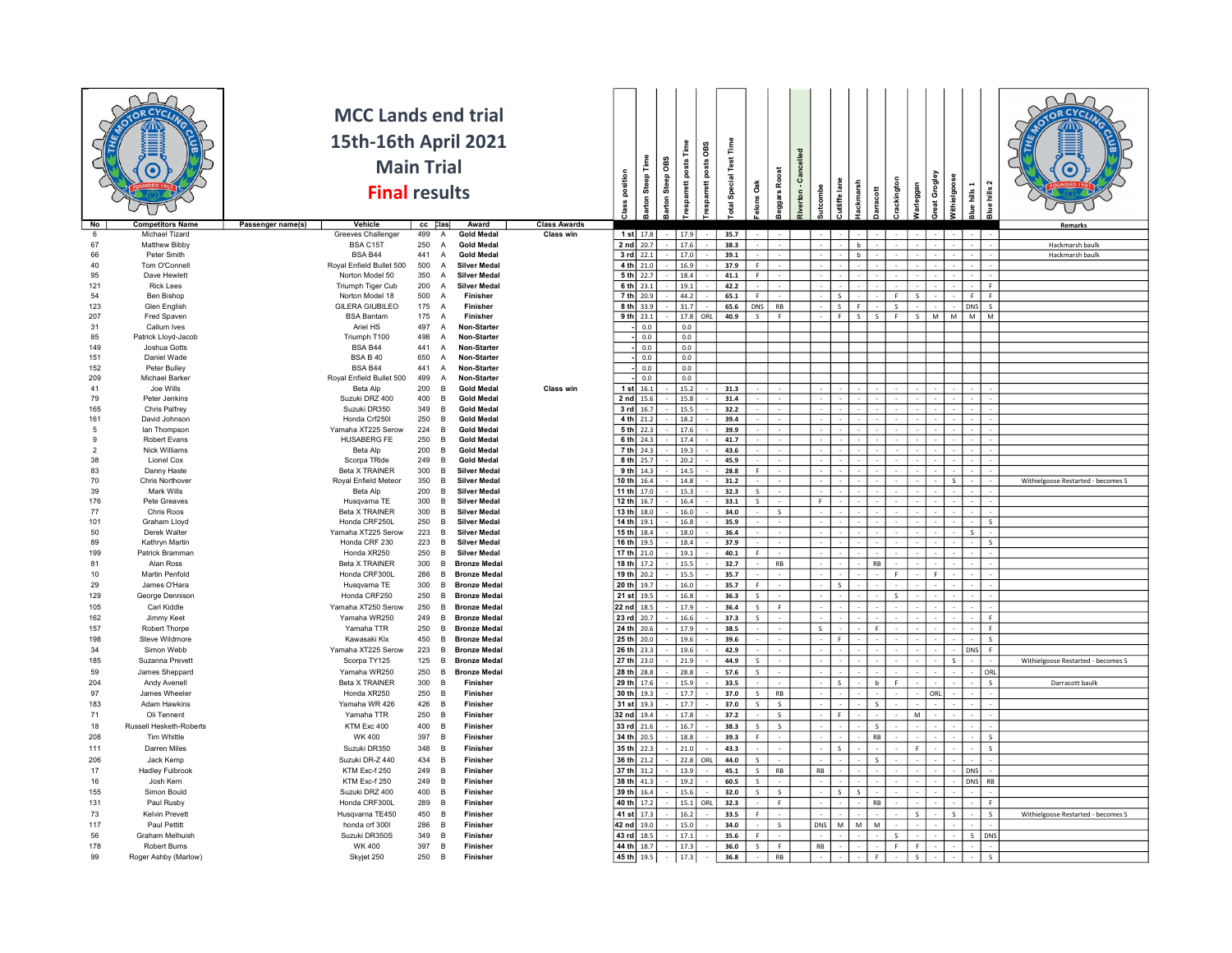# MCC Lands end trial

## 15th-16th April 2021

## Main Trial

## Final results

| No | Competitors Name | Passenger name(s) | Vehicle | cc | Class | Award | Class Awards | Class position | Barton Steep Time | Barton Steep OBS | Tresparrett posts Time | Tresparrett posts OBS | Total Special Test Time | Felons Oak | Beggars Roost | Riverton - Cancelled | Sutcombe | Cutliffe lane | Hackmarsh | Darracott | Crackington | Warleggan | Great Grogley | Withielgoose | Blue hills 1 | Blue hills 2 | Remarks |
|---|---|---|---|---|---|---|---|---|---|---|---|---|---|---|---|---|---|---|---|---|---|---|---|---|---|---|---|
| 6 | Michael Tizard | | Greeves Challenger | 499 | A | Gold Medal | Class win | 1 st | 17.8 | - | 17.9 | - | 35.7 | - | - | | - | - | - | - | - | - | - | - | - | - | |
| 67 | Matthew Bibby | | BSA C15T | 250 | A | Gold Medal | | 2 nd | 20.7 | - | 17.6 | - | 38.3 | - | - | | - | - | b | - | - | - | - | - | - | - | Hackmarsh baulk |
| 66 | Peter Smith | | BSA B44 | 441 | A | Gold Medal | | 3 rd | 22.1 | - | 17.0 | - | 39.1 | - | - | | - | - | b | - | - | - | - | - | - | - | Hackmarsh baulk |
| 40 | Tom O'Connell | | Royal Enfield Bullet 500 | 500 | A | Silver Medal | | 4 th | 21.0 | - | 16.9 | - | 37.9 | F | - | | - | - | - | - | - | - | - | - | - | - | |
| 95 | Dave Hewlett | | Norton Model 50 | 350 | A | Silver Medal | | 5 th | 22.7 | - | 18.4 | - | 41.1 | F | - | | - | - | - | - | - | - | - | - | - | - | |
| 121 | Rick Lees | | Triumph Tiger Cub | 200 | A | Silver Medal | | 6 th | 23.1 | - | 19.1 | - | 42.2 | - | - | | - | - | - | - | - | - | - | - | - | F | |
| 54 | Ben Bishop | | Norton Model 18 | 500 | A | Finisher | | 7 th | 20.9 | - | 44.2 | - | 65.1 | F | - | | - | S | - | - | F | S | - | - | F | F | |
| 123 | Glen English | | GILERA GIUBILEO | 175 | A | Finisher | | 8 th | 33.9 | - | 31.7 | - | 65.6 | DNS | RB | | - | S | F | - | S | - | - | - | DNS | S | |
| 207 | Fred Spaven | | BSA Bantam | 175 | A | Finisher | | 9 th | 23.1 | - | 17.8 | ORL | 40.9 | S | F | | - | F | S | S | F | S | M | M | M | M | |
| 31 | Callum Ives | | Ariel HS | 497 | A | Non-Starter | | - | 0.0 | | 0.0 | | | | | | | | | | | | | | | | |
| 85 | Patrick Lloyd-Jacob | | Triumph T100 | 498 | A | Non-Starter | | - | 0.0 | | 0.0 | | | | | | | | | | | | | | | | |
| 149 | Joshua Gotts | | BSA B44 | 441 | A | Non-Starter | | - | 0.0 | | 0.0 | | | | | | | | | | | | | | | | |
| 151 | Daniel Wade | | BSA B 40 | 650 | A | Non-Starter | | - | 0.0 | | 0.0 | | | | | | | | | | | | | | | | |
| 152 | Peter Bulley | | BSA B44 | 441 | A | Non-Starter | | - | 0.0 | | 0.0 | | | | | | | | | | | | | | | | |
| 209 | Michael Barker | | Royal Enfield Bullet 500 | 499 | A | Non-Starter | | - | 0.0 | | 0.0 | | | | | | | | | | | | | | | | |
| 41 | Joe Wills | | Beta Alp | 200 | B | Gold Medal | Class win | 1 st | 16.1 | - | 15.2 | - | 31.3 | - | - | | - | - | - | - | - | - | - | - | - | - | |
| 79 | Peter Jenkins | | Suzuki DRZ 400 | 400 | B | Gold Medal | | 2 nd | 15.6 | - | 15.8 | - | 31.4 | - | - | | - | - | - | - | - | - | - | - | - | - | |
| 165 | Chris Palfrey | | Suzuki DR350 | 349 | B | Gold Medal | | 3 rd | 16.7 | - | 15.5 | - | 32.2 | - | - | | - | - | - | - | - | - | - | - | - | - | |
| 161 | David Johnson | | Honda Crf250l | 250 | B | Gold Medal | | 4 th | 21.2 | - | 18.2 | - | 39.4 | - | - | | - | - | - | - | - | - | - | - | - | - | |
| 5 | Ian Thompson | | Yamaha XT225 Serow | 224 | B | Gold Medal | | 5 th | 22.3 | - | 17.6 | - | 39.9 | - | - | | - | - | - | - | - | - | - | - | - | - | |
| 9 | Robert Evans | | HUSABERG FE | 250 | B | Gold Medal | | 6 th | 24.3 | - | 17.4 | - | 41.7 | - | - | | - | - | - | - | - | - | - | - | - | - | |
| 2 | Nick Williams | | Beta Alp | 200 | B | Gold Medal | | 7 th | 24.3 | - | 19.3 | - | 43.6 | - | - | | - | - | - | - | - | - | - | - | - | - | |
| 38 | Lionel Cox | | Scorpa TRide | 249 | B | Gold Medal | | 8 th | 25.7 | - | 20.2 | - | 45.9 | - | - | | - | - | - | - | - | - | - | - | - | - | |
| 83 | Danny Haste | | Beta X TRAINER | 300 | B | Silver Medal | | 9 th | 14.3 | - | 14.5 | - | 28.8 | F | - | | - | - | - | - | - | - | - | - | - | - | |
| 70 | Chris Northover | | Royal Enfield Meteor | 350 | B | Silver Medal | | 10 th | 16.4 | - | 14.8 | - | 31.2 | - | - | | - | - | - | - | - | - | - | S | - | - | Withielgoose Restarted - becomes S |
| 39 | Mark Wills | | Beta Alp | 200 | B | Silver Medal | | 11 th | 17.0 | - | 15.3 | - | 32.3 | S | - | | - | - | - | - | - | - | - | - | - | - | |
| 176 | Pete Greaves | | Husqvarna TE | 300 | B | Silver Medal | | 12 th | 16.7 | - | 16.4 | - | 33.1 | S | - | | F | - | - | - | - | - | - | - | - | - | |
| 77 | Chris Roos | | Beta X TRAINER | 300 | B | Silver Medal | | 13 th | 18.0 | - | 16.0 | - | 34.0 | - | S | | - | - | - | - | - | - | - | - | - | - | |
| 101 | Graham Lloyd | | Honda CRF250L | 250 | B | Silver Medal | | 14 th | 19.1 | - | 16.8 | - | 35.9 | - | - | | - | - | - | - | - | - | - | - | - | S | |
| 50 | Derek Walter | | Yamaha XT225 Serow | 223 | B | Silver Medal | | 15 th | 18.4 | - | 18.0 | - | 36.4 | - | - | | - | - | - | - | - | - | - | - | S | - | |
| 89 | Kathryn Martin | | Honda CRF 230 | 223 | B | Silver Medal | | 16 th | 19.5 | - | 18.4 | - | 37.9 | - | - | | - | - | - | - | - | - | - | - | - | S | |
| 199 | Patrick Bramman | | Honda XR250 | 250 | B | Silver Medal | | 17 th | 21.0 | - | 19.1 | - | 40.1 | F | - | | - | - | - | - | - | - | - | - | - | - | |
| 81 | Alan Ross | | Beta X TRAINER | 300 | B | Bronze Medal | | 18 th | 17.2 | - | 15.5 | - | 32.7 | - | RB | | - | - | - | RB | - | - | - | - | - | - | |
| 10 | Martin Penfold | | Honda CRF300L | 286 | B | Bronze Medal | | 19 th | 20.2 | - | 15.5 | - | 35.7 | - | - | | - | - | - | - | F | - | F | - | - | - | |
| 29 | James O'Hara | | Husqvarna TE | 300 | B | Bronze Medal | | 20 th | 19.7 | - | 16.0 | - | 35.7 | F | - | | - | S | - | - | - | - | - | - | - | - | |
| 129 | George Dennison | | Honda CRF250 | 250 | B | Bronze Medal | | 21 st | 19.5 | - | 16.8 | - | 36.3 | S | - | | - | - | - | - | S | - | - | - | - | - | |
| 105 | Carl Kiddle | | Yamaha XT250 Serow | 250 | B | Bronze Medal | | 22 nd | 18.5 | - | 17.9 | - | 36.4 | S | F | | - | - | - | - | - | - | - | - | - | - | |
| 162 | Jimmy Keet | | Yamaha WR250 | 249 | B | Bronze Medal | | 23 rd | 20.7 | - | 16.6 | - | 37.3 | S | - | | - | - | - | - | - | - | - | - | - | F | |
| 157 | Robert Thorpe | | Yamaha TTR | 250 | B | Bronze Medal | | 24 th | 20.6 | - | 17.9 | - | 38.5 | - | - | | S | - | - | F | - | - | - | - | - | - | |
| 198 | Steve Wildmore | | Kawasaki Klx | 450 | B | Bronze Medal | | 25 th | 20.0 | - | 19.6 | - | 39.6 | - | - | | - | F | - | - | - | - | - | - | - | S | |
| 34 | Simon Webb | | Yamaha XT225 Serow | 223 | B | Bronze Medal | | 26 th | 23.3 | - | 19.6 | - | 42.9 | - | - | | - | - | - | - | - | - | - | - | DNS | F | |
| 185 | Suzanna Prevett | | Scorpa TY125 | 125 | B | Bronze Medal | | 27 th | 23.0 | - | 21.9 | - | 44.9 | S | - | | - | - | - | - | - | - | - | S | - | - | Withielgoose Restarted - becomes S |
| 59 | James Sheppard | | Yamaha WR250 | 250 | B | Bronze Medal | | 28 th | 28.8 | - | 28.8 | - | 57.6 | S | - | | - | - | - | - | - | - | - | - | - | ORL | |
| 204 | Andy Avenell | | Beta X TRAINER | 300 | B | Finisher | | 29 th | 17.6 | - | 15.9 | - | 33.5 | - | - | | - | S | - | b | F | - | - | - | - | S | Darracott baulk |
| 97 | James Wheeler | | Honda XR250 | 250 | B | Finisher | | 30 th | 19.3 | - | 17.7 | - | 37.0 | S | RB | | - | - | - | - | - | - | ORL | - | - | - | |
| 183 | Adam Hawkins | | Yamaha WR 426 | 426 | B | Finisher | | 31 st | 19.3 | - | 17.7 | - | 37.0 | S | S | | - | - | - | S | - | - | - | - | - | - | |
| 71 | Oli Tennent | | Yamaha TTR | 250 | B | Finisher | | 32 nd | 19.4 | - | 17.8 | - | 37.2 | - | S | | - | F | - | - | - | M | - | - | - | - | |
| 18 | Russell Hesketh-Roberts | | KTM Exc 400 | 400 | B | Finisher | | 33 rd | 21.6 | - | 16.7 | - | 38.3 | S | S | | - | - | - | S | - | - | - | - | - | - | |
| 208 | Tim Whittle | | WK 400 | 397 | B | Finisher | | 34 th | 20.5 | - | 18.8 | - | 39.3 | F | - | | - | - | - | RB | - | - | - | - | - | S | |
| 111 | Darren Miles | | Suzuki DR350 | 348 | B | Finisher | | 35 th | 22.3 | - | 21.0 | - | 43.3 | - | - | | - | S | - | - | - | F | - | - | - | S | |
| 206 | Jack Kemp | | Suzuki DR-Z 440 | 434 | B | Finisher | | 36 th | 21.2 | - | 22.8 | ORL | 44.0 | S | - | | - | - | - | S | - | - | - | - | - | - | |
| 17 | Hadley Fulbrook | | KTM Exc-f 250 | 249 | B | Finisher | | 37 th | 31.2 | - | 13.9 | - | 45.1 | S | RB | | RB | - | - | - | - | - | - | - | DNS | - | |
| 16 | Josh Kern | | KTM Exc-f 250 | 249 | B | Finisher | | 38 th | 41.3 | - | 19.2 | - | 60.5 | S | - | | - | - | - | - | - | - | - | - | DNS | RB | |
| 155 | Simon Bould | | Suzuki DRZ 400 | 400 | B | Finisher | | 39 th | 16.4 | - | 15.6 | - | 32.0 | S | S | | - | S | S | - | - | - | - | - | - | - | |
| 131 | Paul Rusby | | Honda CRF300L | 289 | B | Finisher | | 40 th | 17.2 | - | 15.1 | ORL | 32.3 | - | F | | - | - | - | RB | - | - | - | - | - | F | |
| 73 | Kelvin Prevett | | Husqvarna TE450 | 450 | B | Finisher | | 41 st | 17.3 | - | 16.2 | - | 33.5 | F | - | | - | - | - | - | - | S | - | S | - | S | Withielgoose Restarted - becomes S |
| 117 | Paul Pettitt | | honda crf 300l | 286 | B | Finisher | | 42 nd | 19.0 | - | 15.0 | - | 34.0 | - | S | | DNS | M | M | M | - | - | - | - | - | - | |
| 56 | Graham Melhuish | | Suzuki DR350S | 349 | B | Finisher | | 43 rd | 18.5 | - | 17.1 | - | 35.6 | F | - | | - | - | - | - | S | - | - | - | S | DNS | |
| 178 | Robert Burns | | WK 400 | 397 | B | Finisher | | 44 th | 18.7 | - | 17.3 | - | 36.0 | S | F | | RB | - | - | - | F | F | - | - | - | - | |
| 99 | Roger Ashby (Marlow) | | Skyjet 250 | 250 | B | Finisher | | 45 th | 19.5 | - | 17.3 | - | 36.8 | - | RB | | - | - | - | F | - | S | - | - | - | S | |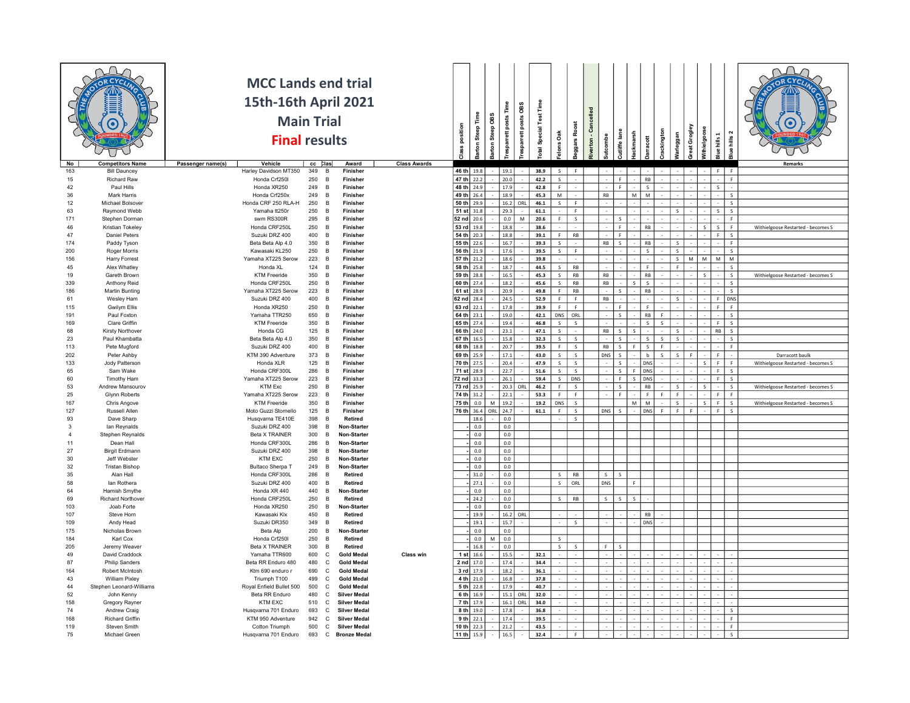# MCC Lands end trial

## 15th-16th April 2021

## Main Trial

## Final results

| No | Competitors Name | Passenger name(s) | Vehicle | cc | Class | Award | Class Awards | Class position | Barton Steep Time | Barton Steep OBS | Tresparrett posts Time | Tresparrett posts OBS | Total Special Test Time | Felons Oak | Beggars Roost | Riverton - Cancelled | Sutcombe | Cutliffe lane | Hackmarsh | Darracott | Crackington | Warleggan | Great Grogley | Withielgoose | Blue hills 1 | Blue hills 2 | Remarks |
|---|---|---|---|---|---|---|---|---|---|---|---|---|---|---|---|---|---|---|---|---|---|---|---|---|---|---|---|
| 163 | Bill Dauncey | | Harley Davidson MT350 | 349 | B | Finisher | | 46 th | 19.8 | - | 19.1 | - | 38.9 | S | F | | - | - | - | - | - | - | - | - | F | F | |
| 15 | Richard Raw | | Honda Crf250l | 250 | B | Finisher | | 47 th | 22.2 | - | 20.0 | - | 42.2 | S | - | | - | F | - | RB | - | - | - | - | - | F | |
| 42 | Paul Hills | | Honda XR250 | 249 | B | Finisher | | 48 th | 24.9 | - | 17.9 | - | 42.8 | F | - | | - | F | - | S | - | - | - | - | S | - | |
| 36 | Mark Harris | | Honda Crf250x | 249 | B | Finisher | | 49 th | 26.4 | - | 18.9 | - | 45.3 | M | - | | RB | | M | M | - | - | - | - | - | S | |
| 12 | Michael Bolsover | | Honda CRF 250 RLA-H | 250 | B | Finisher | | 50 th | 29.9 | - | 16.2 | ORL | 46.1 | S | F | | - | - | - | - | - | - | - | - | - | S | |
| 63 | Raymond Webb | | Yamaha tt250r | 250 | B | Finisher | | 51 st | 31.8 | - | 29.3 | - | 61.1 | - | F | | - | | - | - | - | S | - | - | S | S | |
| 171 | Stephen Dorman | | swm RS300R | 295 | B | Finisher | | 52 nd | 20.6 | - | 0.0 | M | 20.6 | F | S | | - | S | - | - | - | - | - | - | - | F | |
| 46 | Kristian Tokeley | | Honda CRF250L | 250 | B | Finisher | | 53 rd | 19.8 | - | 18.8 | - | 38.6 | - | - | | - | F | - | RB | - | - | - | S | S | F | Withielgoose Restarted - becomes S |
| 47 | Daniel Peters | | Suzuki DRZ 400 | 400 | B | Finisher | | 54 th | 20.3 | - | 18.8 | - | 39.1 | F | RB | | - | F | - | - | - | - | - | - | F | S | |
| 174 | Paddy Tyson | | Beta Beta Alp 4.0 | 350 | B | Finisher | | 55 th | 22.6 | - | 16.7 | - | 39.3 | S | - | | RB | S | - | RB | - | S | - | - | - | F | |
| 200 | Roger Morris | | Kawasaki KL250 | 250 | B | Finisher | | 56 th | 21.9 | - | 17.6 | - | 39.5 | S | F | | - | - | - | S | - | S | - | - | - | S | |
| 156 | Harry Forrest | | Yamaha XT225 Serow | 223 | B | Finisher | | 57 th | 21.2 | - | 18.6 | - | 39.8 | - | - | | - | - | - | - | - | S | M | M | M | M | |
| 45 | Alex Whatley | | Honda XL | 124 | B | Finisher | | 58 th | 25.8 | - | 18.7 | - | 44.5 | S | RB | | - | - | - | F | - | F | - | - | - | S | |
| 19 | Gareth Brown | | KTM Freeride | 350 | B | Finisher | | 59 th | 28.8 | - | 16.5 | - | 45.3 | S | RB | | RB | - | - | RB | - | - | - | S | - | S | Withielgoose Restarted - becomes S |
| 339 | Anthony Reid | | Honda CRF250L | 250 | B | Finisher | | 60 th | 27.4 | - | 18.2 | - | 45.6 | S | RB | | RB | - | S | S | - | - | - | - | - | S | |
| 186 | Martin Bunting | | Yamaha XT225 Serow | 223 | B | Finisher | | 61 st | 28.9 | - | 20.9 | - | 49.8 | F | RB | | - | S | - | RB | - | - | - | - | - | S | |
| 61 | Wesley Ham | | Suzuki DRZ 400 | 400 | B | Finisher | | 62 nd | 28.4 | - | 24.5 | - | 52.9 | F | F | | RB | - | - | - | - | S | - | - | F | DNS | |
| 115 | Gwilym Ellis | | Honda XR250 | 250 | B | Finisher | | 63 rd | 22.1 | - | 17.8 | - | 39.9 | F | F | | - | F | - | F | - | - | - | - | F | F | |
| 191 | Paul Foxton | | Yamaha TTR250 | 650 | B | Finisher | | 64 th | 23.1 | - | 19.0 | - | 42.1 | DNS | ORL | | - | S | - | RB | F | - | - | - | - | S | |
| 169 | Clare Griffin | | KTM Freeride | 350 | B | Finisher | | 65 th | 27.4 | - | 19.4 | - | 46.8 | S | S | | - | - | - | S | S | - | - | - | F | S | |
| 68 | Kirsty Northover | | Honda CG | 125 | B | Finisher | | 66 th | 24.0 | - | 23.1 | - | 47.1 | S | DNS | | RB | S | S | - | - | S | - | - | RB | S | |
| 23 | Paul Khambatta | | Beta Beta Alp 4.0 | 350 | B | Finisher | | 67 th | 16.5 | - | 15.8 | - | 32.3 | S | S | | - | S | - | S | S | S | - | - | - | S | |
| 113 | Pete Mugford | | Suzuki DRZ 400 | 400 | B | Finisher | | 68 th | 18.8 | - | 20.7 | - | 39.5 | F | S | | RB | S | F | S | F | - | - | - | - | F | |
| 202 | Peter Ashby | | KTM 390 Adventure | 373 | B | Finisher | | 69 th | 25.9 | - | 17.1 | - | 43.0 | S | S | | DNS | S | - | b | S | S | F | - | F | - | Darracott baulk |
| 133 | Jody Patterson | | Honda XLR | 125 | B | Finisher | | 70 th | 27.5 | - | 20.4 | - | 47.9 | S | S | | - | S | - | DNS | - | - | - | S | F | F | Withielgoose Restarted - becomes S |
| 65 | Sam Wake | | Honda CRF300L | 286 | B | Finisher | | 71 st | 28.9 | - | 22.7 | - | 51.6 | S | S | | - | S | F | DNS | - | - | - | - | F | S | |
| 60 | Timothy Ham | | Yamaha XT225 Serow | 223 | B | Finisher | | 72 nd | 33.3 | - | 26.1 | - | 59.4 | S | DNS | | - | F | S | DNS | - | - | - | - | F | S | |
| 53 | Andrew Mansourov | | KTM Exc | 250 | B | Finisher | | 73 rd | 25.9 | - | 20.3 | ORL | 46.2 | F | S | | - | S | - | RB | - | S | - | S | - | S | Withielgoose Restarted - becomes S |
| 25 | Glynn Roberts | | Yamaha XT225 Serow | 223 | B | Finisher | | 74 th | 31.2 | - | 22.1 | - | 53.3 | F | F | | - | F | - | F | F | F | - | - | F | F | |
| 167 | Chris Angove | | KTM Freeride | 350 | B | Finisher | | 75 th | 0.0 | M | 19.2 | - | 19.2 | DNS | S | | | | M | M | - | S | - | S | F | S | Withielgoose Restarted - becomes S |
| 127 | Russell Allen | | Moto Guzzi Stornello | 125 | B | Finisher | | 76 th | 36.4 | ORL | 24.7 | - | 61.1 | F | S | | DNS | S | - | DNS | F | F | F | - | F | S | |
| 93 | Dave Sharp | | Husqvarna TE410E | 398 | B | Retired | | | 18.6 | - | 0.0 | | | - | S | | | | | | | | | | | | |
| 3 | Ian Reynalds | | Suzuki DRZ 400 | 398 | B | Non-Starter | | - | 0.0 | | 0.0 | | | | | | | | | | | | | | | | |
| 4 | Stephen Reynalds | | Beta X TRAINER | 300 | B | Non-Starter | | - | 0.0 | | 0.0 | | | | | | | | | | | | | | | | |
| 11 | Dean Hall | | Honda CRF300L | 286 | B | Non-Starter | | - | 0.0 | | 0.0 | | | | | | | | | | | | | | | | |
| 27 | Birgit Erdmann | | Suzuki DRZ 400 | 398 | B | Non-Starter | | - | 0.0 | | 0.0 | | | | | | | | | | | | | | | | |
| 30 | Jeff Webster | | KTM EXC | 250 | B | Non-Starter | | - | 0.0 | | 0.0 | | | | | | | | | | | | | | | | |
| 32 | Tristan Bishop | | Bultaco Sherpa T | 249 | B | Non-Starter | | - | 0.0 | | 0.0 | | | | | | | | | | | | | | | | |
| 35 | Alan Hall | | Honda CRF300L | 286 | B | Retired | | - | 31.0 | | 0.0 | | | S | RB | | S | S | | | | | | | | | |
| 58 | Ian Rothera | | Suzuki DRZ 400 | 400 | B | Retired | | - | 27.1 | | 0.0 | | | S | ORL | | DNS | | F | | | | | | | | |
| 64 | Hamish Smythe | | Honda XR 440 | 440 | B | Non-Starter | | - | 0.0 | | 0.0 | | | | | | | | | | | | | | | | |
| 69 | Richard Northover | | Honda CRF250L | 250 | B | Retired | | - | 24.2 | - | 0.0 | | | S | RB | | S | S | S | - | | | | | | | |
| 103 | Joab Forte | | Honda XR250 | 250 | B | Non-Starter | | - | 0.0 | | 0.0 | | | | | | | | | | | | | | | | |
| 107 | Steve Horn | | Kawasaki Klx | 450 | B | Retired | | - | 19.9 | - | 16.2 | ORL | | - | - | | - | - | - | RB | - | | | | | | |
| 109 | Andy Head | | Suzuki DR350 | 349 | B | Retired | | - | 19.1 | - | 15.7 | - | | - | S | | - | - | - | DNS | - | | | | | | |
| 175 | Nicholas Brown | | Beta Alp | 200 | B | Non-Starter | | - | 0.0 | | 0.0 | | | | | | | | | | | | | | | | |
| 184 | Karl Cox | | Honda Crf250l | 250 | B | Retired | | - | 0.0 | M | 0.0 | | | S | | | | | | | | | | | | | |
| 205 | Jeremy Weaver | | Beta X TRAINER | 250 | B | Retired | | - | 16.8 | - | 0.0 | | | S | S | | F | S | | | | | | | | | |
| 49 | David Craddock | | Yamaha TTR600 | 600 | C | Gold Medal | Class win | 1 st | 16.6 | - | 15.5 | - | 32.1 | - | - | | - | - | - | - | - | - | - | - | - | - | |
| 87 | Philip Sanders | | Beta RR Enduro 480 | 480 | C | Gold Medal | | 2 nd | 17.0 | - | 17.4 | - | 34.4 | - | - | | - | - | - | - | - | - | - | - | - | - | |
| 164 | Robert McIntosh | | Ktm 690 enduro r | 690 | C | Gold Medal | | 3 rd | 17.9 | - | 18.2 | - | 36.1 | - | - | | - | - | - | - | - | - | - | - | - | - | |
| 43 | William Pixley | | Triumph T100 | 499 | C | Gold Medal | | 4 th | 21.0 | - | 16.8 | - | 37.8 | - | - | | - | - | - | - | - | - | - | - | - | - | |
| 44 | Stephen Leonard-Williams | | Royal Enfield Bullet 500 | 500 | C | Gold Medal | | 5 th | 22.8 | - | 17.9 | - | 40.7 | - | - | | - | - | - | - | - | - | - | - | - | - | |
| 52 | John Kenny | | Beta RR Enduro | 480 | C | Silver Medal | | 6 th | 16.9 | - | 15.1 | ORL | 32.0 | - | - | | - | - | - | - | - | - | - | - | - | - | |
| 158 | Gregory Rayner | | KTM EXC | 510 | C | Silver Medal | | 7 th | 17.9 | - | 16.1 | ORL | 34.0 | - | - | | - | - | - | - | - | - | - | - | - | - | |
| 74 | Andrew Craig | | Husqvarna 701 Enduro | 693 | C | Silver Medal | | 8 th | 19.0 | - | 17.8 | - | 36.8 | - | - | | - | - | - | - | - | - | - | - | - | S | |
| 168 | Richard Griffin | | KTM 950 Adventure | 942 | C | Silver Medal | | 9 th | 22.1 | - | 17.4 | - | 39.5 | - | - | | - | - | - | - | - | - | - | - | - | F | |
| 119 | Steven Smith | | Cotton Triumph | 500 | C | Silver Medal | | 10 th | 22.3 | - | 21.2 | - | 43.5 | - | - | | - | - | - | - | - | - | - | - | - | F | |
| 75 | Michael Green | | Husqvarna 701 Enduro | 693 | C | Bronze Medal | | 11 th | 15.9 | - | 16.5 | - | 32.4 | - | F | | - | - | - | - | - | - | - | - | - | S | |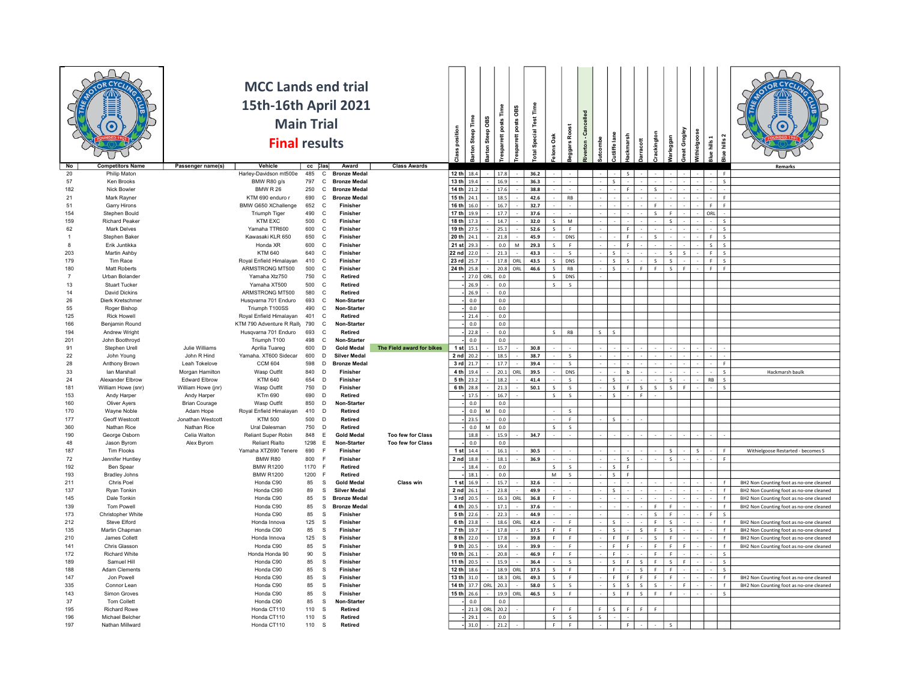# MCC Lands end trial

## 15th-16th April 2021

## Main Trial

## **Final results**

| No | Competitors Name | Passenger name(s) | Vehicle | cc | Class | Award | Class Awards | Class position | Barton Steep Time | Barton Steep OBS | Tresparrett posts Time | Tresparrett posts OBS | Total Special Test Time | Felons Oak | Beggars Roost | Riverton - Cancelled | Sutcombe | Cutliffe lane | Hackmarsh | Darracott | Crackington | Warleggan | Great Grogley | Withielgoose | Blue hills 1 | Blue hills 2 | Remarks |
|---|---|---|---|---|---|---|---|---|---|---|---|---|---|---|---|---|---|---|---|---|---|---|---|---|---|---|---|
| 20 | Philip Maton | | Harley-Davidson mt500e | 485 | C | Bronze Medal | | 12 th | 18.4 | - | 17.8 | - | 36.2 | - | - | | - | - | S | - | - | - | - | - | - | F | |
| 57 | Ken Brooks | | BMW R80 g/s | 797 | C | Bronze Medal | | 13 th | 19.4 | - | 16.9 | - | 36.3 | - | - | | - | S | - | - | - | - | - | - | - | S | |
| 182 | Nick Bowler | | BMW R 26 | 250 | C | Bronze Medal | | 14 th | 21.2 | - | 17.6 | - | 38.8 | - | - | | - | - | F | - | S | - | - | - | - | - | |
| 21 | Mark Rayner | | KTM 690 enduro r | 690 | C | Bronze Medal | | 15 th | 24.1 | - | 18.5 | - | 42.6 | - | RB | | - | - | - | - | - | - | - | - | - | F | |
| 51 | Garry Hirons | | BMW G650 XChallenge | 652 | C | Finisher | | 16 th | 16.0 | - | 16.7 | - | 32.7 | - | - | | - | - | - | - | F | - | - | - | F | F | |
| 154 | Stephen Bould | | Triumph Tiger | 490 | C | Finisher | | 17 th | 19.9 | - | 17.7 | - | 37.6 | - | - | | - | - | - | - | S | F | - | - | ORL | - | |
| 159 | Richard Peaker | | KTM EXC | 500 | C | Finisher | | 18 th | 17.3 | - | 14.7 | - | 32.0 | S | M | | - | - | - | - | - | S | - | - | - | S | |
| 62 | Mark Delves | | Yamaha TTR600 | 600 | C | Finisher | | 19 th | 27.5 | - | 25.1 | - | 52.6 | S | F | | - | - | F | - | - | - | - | - | - | S | |
| 1 | Stephen Baker | | Kawasaki KLR 650 | 650 | C | Finisher | | 20 th | 24.1 | - | 21.8 | - | 45.9 | - | DNS | | - | - | F | - | S | - | - | - | F | S | |
| 8 | Erik Juntikka | | Honda XR | 600 | C | Finisher | | 21 st | 29.3 | - | 0.0 | M | 29.3 | S | F | | - | - | F | - | - | - | - | - | S | S | |
| 203 | Martin Ashby | | KTM 640 | 640 | C | Finisher | | 22 nd | 22.0 | - | 21.3 | - | 43.3 | - | S | | - | S | - | - | - | S | S | - | F | S | |
| 179 | Tim Race | | Royal Enfield Himalayan | 410 | C | Finisher | | 23 rd | 25.7 | - | 17.8 | ORL | 43.5 | S | DNS | | - | S | S | - | S | S | - | - | F | S | |
| 180 | Matt Roberts | | ARMSTRONG MT500 | 500 | C | Finisher | | 24 th | 25.8 | - | 20.8 | ORL | 46.6 | S | RB | | - | S | - | F | F | S | F | - | F | F | |
| 7 | Urban Bolander | | Yamaha Xtz750 | 750 | C | Retired | | - | 27.0 | ORL | 0.0 | | | S | DNS | | - | | | | | | | | | | |
| 13 | Stuart Tucker | | Yamaha XT500 | 500 | C | Retired | | - | 26.9 | - | 0.0 | | | S | S | | | | | | | | | | | | |
| 14 | David Dickins | | ARMSTRONG MT500 | 580 | C | Retired | | - | 26.9 | - | 0.0 | | | | | | | | | | | | | | | | |
| 26 | Dierk Kretschmer | | Husqvarna 701 Enduro | 693 | C | Non-Starter | | - | 0.0 | | 0.0 | | | | | | | | | | | | | | | | |
| 55 | Roger Bishop | | Triumph T100SS | 490 | C | Non-Starter | | - | 0.0 | | 0.0 | | | | | | | | | | | | | | | | |
| 125 | Rick Howell | | Royal Enfield Himalayan | 401 | C | Retired | | - | 21.4 | - | 0.0 | | | | | | | | | | | | | | | | |
| 166 | Benjamin Round | | KTM 790 Adventure R Rally | 790 | C | Non-Starter | | - | 0.0 | | 0.0 | | | | | | | | | | | | | | | | |
| 194 | Andrew Wright | | Husqvarna 701 Enduro | 693 | C | Retired | | - | 22.8 | - | 0.0 | | | S | RB | | S | S | | | | | | | | | |
| 201 | John Boothroyd | | Triumph T100 | 498 | C | Non-Starter | | - | 0.0 | | 0.0 | | | | | | | | | | | | | | | | |
| 91 | Stephen Urell | Julie Williams | Aprilia Tuareg | 600 | D | Gold Medal | The Field award for bikes | 1 st | 15.1 | - | 15.7 | - | 30.8 | - | - | | - | - | - | - | - | - | - | - | - | - | |
| 22 | John Young | John R Hind | Yamaha. XT600 Sidecar | 600 | D | Silver Medal | | 2 nd | 20.2 | - | 18.5 | - | 38.7 | - | S | | - | - | - | - | - | - | - | - | - | - | |
| 28 | Anthony Brown | Leah Tokelove | CCM 604 | 598 | D | Bronze Medal | | 3 rd | 21.7 | - | 17.7 | - | 39.4 | - | S | | - | - | - | - | - | - | - | - | - | F | |
| 33 | Ian Marshall | Morgan Hamilton | Wasp Outfit | 840 | D | Finisher | | 4 th | 19.4 | - | 20.1 | ORL | 39.5 | - | DNS | | - | - | b | - | - | - | - | - | - | S | Hackmarsh baulk |
| 24 | Alexander Elbrow | Edward Elbrow | KTM 640 | 654 | D | Finisher | | 5 th | 23.2 | - | 18.2 | - | 41.4 | - | S | | - | S | - | - | - | S | - | - | RB | S | |
| 181 | William Howe (snr) | William Howe (jnr) | Wasp Outfit | 750 | D | Finisher | | 6 th | 28.8 | - | 21.3 | - | 50.1 | S | S | | - | S | F | S | S | S | F | - | - | S | |
| 153 | Andy Harper | Andy Harper | KTm 690 | 690 | D | Retired | | - | 17.5 | - | 16.7 | | | S | S | | - | S | - | F | - | | | | | | |
| 160 | Oliver Ayers | Brian Courage | Wasp Outfit | 850 | D | Non-Starter | | - | 0.0 | | 0.0 | | | | | | | | | | | | | | | | |
| 170 | Wayne Noble | Adam Hope | Royal Enfield Himalayan | 410 | D | Retired | | - | 0.0 | M | 0.0 | | | - | S | | | | | | | | | | | | |
| 177 | Geoff Westcott | Jonathan Westcott | KTM 500 | 500 | D | Retired | | - | 23.5 | - | 0.0 | | | - | F | | - | S | - | - | | | | | | | |
| 360 | Nathan Rice | Nathan Rice | Ural Dalesman | 750 | D | Retired | | - | 0.0 | M | 0.0 | | | S | S | | | | | | | | | | | | |
| 190 | George Osborn | Celia Walton | Reliant Super Robin | 848 | E | Gold Medal | Too few for Class | | 18.8 | - | 15.9 | - | 34.7 | - | - | | - | - | - | - | - | - | - | - | - | - | |
| 48 | Jason Byrom | Alex Byrom | Reliant Rialto | 1298 | E | Non-Starter | Too few for Class | - | 0.0 | | 0.0 | | | | | | | | | | | | | | | | |
| 187 | Tim Flooks | | Yamaha XTZ690 Tenere | 690 | F | Finisher | | 1 st | 14.4 | - | 16.1 | - | 30.5 | - | - | | - | - | - | - | - | S | - | S | - | F | Withielgoose Restarted - becomes S |
| 72 | Jennifer Huntley | | BMW R80 | 800 | F | Finisher | | 2 nd | 18.8 | - | 18.1 | - | 36.9 | - | - | | - | - | S | - | - | S | - | - | - | F | |
| 192 | Ben Spear | | BMW R1200 | 1170 | F | Retired | | - | 18.4 | - | 0.0 | | | S | S | | - | S | F | | | | | | | | |
| 193 | Bradley Johns | | BMW R1200 | 1200 | F | Retired | | - | 18.1 | - | 0.0 | | | M | S | | - | S | F | | | | | | | | |
| 211 | Chris Poel | | Honda C90 | 85 | S | Gold Medal | Class win | 1 st | 16.9 | - | 15.7 | - | 32.6 | - | - | | - | - | - | - | - | - | - | - | - | f | BH2 Non Counting foot as no-one cleaned |
| 137 | Ryan Tonkin | | Honda Ct90 | 89 | S | Silver Medal | | 2 nd | 26.1 | - | 23.8 | - | 49.9 | - | - | | - | S | - | - | - | - | - | - | - | f | BH2 Non Counting foot as no-one cleaned |
| 145 | Dale Tonkin | | Honda C90 | 85 | S | Bronze Medal | | 3 rd | 20.5 | - | 16.3 | ORL | 36.8 | F | - | | - | - | - | - | - | - | - | - | - | f | BH2 Non Counting foot as no-one cleaned |
| 139 | Tom Powell | | Honda C90 | 85 | S | Bronze Medal | | 4 th | 20.5 | - | 17.1 | - | 37.6 | - | - | | - | - | - | - | F | F | - | - | - | f | BH2 Non Counting foot as no-one cleaned |
| 173 | Christopher White | | Honda C90 | 85 | S | Finisher | | 5 th | 22.6 | - | 22.3 | - | 44.9 | - | - | | - | - | - | - | S | F | - | - | F | S | |
| 212 | Steve Elford | | Honda Innova | 125 | S | Finisher | | 6 th | 23.8 | - | 18.6 | ORL | 42.4 | - | F | | - | S | - | - | F | S | - | - | - | f | BH2 Non Counting foot as no-one cleaned |
| 135 | Martin Chapman | | Honda C90 | 85 | S | Finisher | | 7 th | 19.7 | - | 17.8 | - | 37.5 | F | F | | - | S | - | S | F | S | - | - | - | f | BH2 Non Counting foot as no-one cleaned |
| 210 | James Collett | | Honda Innova | 125 | S | Finisher | | 8 th | 22.0 | - | 17.8 | - | 39.8 | F | F | | - | F | F | - | S | F | - | - | - | f | BH2 Non Counting foot as no-one cleaned |
| 141 | Chris Glasson | | Honda C90 | 85 | S | Finisher | | 9 th | 20.5 | - | 19.4 | - | 39.9 | - | F | | - | F | F | - | F | F | F | - | - | f | BH2 Non Counting foot as no-one cleaned |
| 172 | Richard White | | Honda Honda 90 | 90 | S | Finisher | | 10 th | 26.1 | - | 20.8 | - | 46.9 | F | F | | - | F | - | - | F | F | - | - | - | S | |
| 189 | Samuel Hill | | Honda C90 | 85 | S | Finisher | | 11 th | 20.5 | - | 15.9 | - | 36.4 | - | S | | - | S | F | S | F | S | F | - | - | S | |
| 188 | Adam Clements | | Honda C90 | 85 | S | Finisher | | 12 th | 18.6 | - | 18.9 | ORL | 37.5 | S | F | | | F | - | S | F | F | - | - | - | S | |
| 147 | Jon Powell | | Honda C90 | 85 | S | Finisher | | 13 th | 31.0 | - | 18.3 | ORL | 49.3 | S | F | | - | F | F | F | F | F | - | - | - | f | BH2 Non Counting foot as no-one cleaned |
| 335 | Connor Lean | | Honda C90 | 85 | S | Finisher | | 14 th | 37.7 | ORL | 20.3 | - | 58.0 | S | S | | - | S | S | S | S | - | F | - | - | f | BH2 Non Counting foot as no-one cleaned |
| 143 | Simon Groves | | Honda C90 | 85 | S | Finisher | | 15 th | 26.6 | - | 19.9 | ORL | 46.5 | S | F | | - | S | F | S | F | F | - | - | - | S | |
| 37 | Tom Collett | | Honda C90 | 85 | S | Non-Starter | | - | 0.0 | | 0.0 | | | | | | | | | | | | | | | | |
| 195 | Richard Rowe | | Honda CT110 | 110 | S | Retired | | - | 21.3 | ORL | 20.2 | - | | F | F | | F | S | F | F | F | | | | | | |
| 196 | Michael Belcher | | Honda CT110 | 110 | S | Retired | | - | 29.1 | - | 0.0 | | | S | S | | S | - | - | | | | | | | | |
| 197 | Nathan Millward | | Honda CT110 | 110 | S | Retired | | - | 31.0 | - | 21.2 | - | | F | F | | - | | F | - | - | S | | | | | |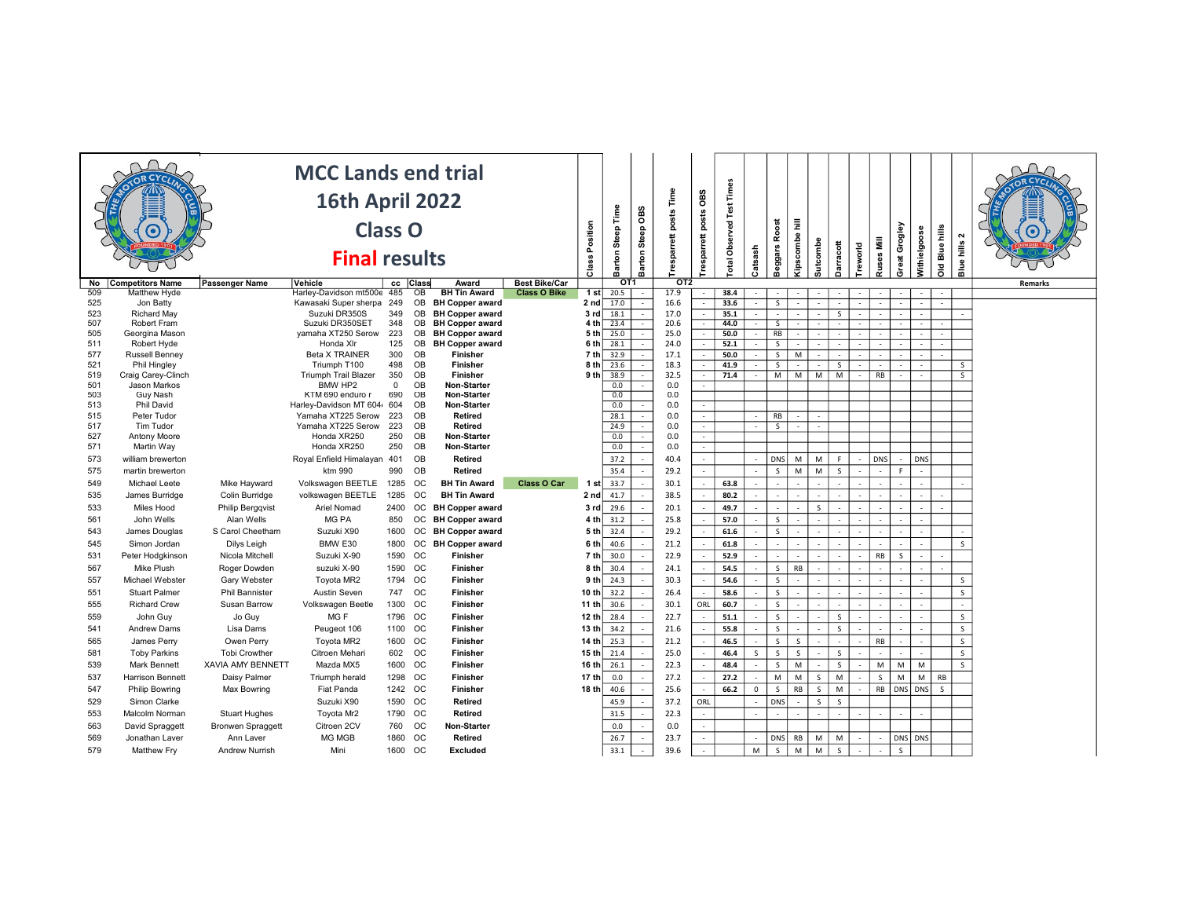# MCC Lands end trial

## 16th April 2022

## Class O

## Final results

| No | Competitors Name | Passenger Name | Vehicle | cc | Class | Award | Best Bike/Car | Class Position | Barton Steep Time (OT1) | Barton Steep OBS | Trespparett posts Time (OT2) | Trespparett posts OBS | Total Observed Test Times | Catsash | Beggars Roost | Kipscombe hill | Sutcombe | Darracott | Treworld | Ruses Mill | Great Grogley | Withielgoose | Old Blue hills | Blue hills 2 | Remarks |
|---|---|---|---|---|---|---|---|---|---|---|---|---|---|---|---|---|---|---|---|---|---|---|---|---|---|
| 509 | Matthew Hyde | | Harley-Davidson mt500e | 485 | OB | BH Tin Award | Class O Bike | 1 st | 20.5 | - | 17.9 | - | 38.4 | - | - | - | - | - | - | - | - | - | - | | |
| 525 | Jon Batty | | Kawasaki Super sherpa | 249 | OB | BH Copper award | | 2 nd | 17.0 | - | 16.6 | - | 33.6 | - | S | - | - | - | - | - | - | - | - | | |
| 523 | Richard May | | Suzuki DR350S | 349 | OB | BH Copper award | | 3 rd | 18.1 | - | 17.0 | - | 35.1 | - | - | - | - | S | - | - | - | - | | - | |
| 507 | Robert Fram | | Suzuki DR350SET | 348 | OB | BH Copper award | | 4 th | 23.4 | - | 20.6 | - | 44.0 | - | S | - | - | - | - | - | - | - | - | | |
| 505 | Georgina Mason | | yamaha XT250 Serow | 223 | OB | BH Copper award | | 5 th | 25.0 | - | 25.0 | - | 50.0 | - | RB | - | - | - | - | - | - | - | - | | |
| 511 | Robert Hyde | | Honda Xlr | 125 | OB | BH Copper award | | 6 th | 28.1 | - | 24.0 | - | 52.1 | - | S | - | - | - | - | - | - | - | - | | |
| 577 | Russell Benney | | Beta X TRAINER | 300 | OB | Finisher | | 7 th | 32.9 | - | 17.1 | - | 50.0 | - | S | M | - | - | - | - | - | - | - | | |
| 521 | Phil Hingley | | Triumph T100 | 498 | OB | Finisher | | 8 th | 23.6 | - | 18.3 | - | 41.9 | - | S | - | - | S | - | - | - | - | | S | |
| 519 | Craig Carey-Clinch | | Triumph Trail Blazer | 350 | OB | Finisher | | 9 th | 38.9 | - | 32.5 | - | 71.4 | - | M | M | M | M | - | RB | - | - | | S | |
| 501 | Jason Markos | | BMW HP2 | 0 | OB | Non-Starter | | | 0.0 | - | 0.0 | - | | | | | | | | | | | | | |
| 503 | Guy Nash | | KTM 690 enduro r | 690 | OB | Non-Starter | | | 0.0 | - | 0.0 | | | | | | | | | | | | | | |
| 513 | Phil David | | Harley-Davidson MT 604 | 604 | OB | Non-Starter | | | 0.0 | - | 0.0 | - | | | | | | | | | | | | | |
| 515 | Peter Tudor | | Yamaha XT225 Serow | 223 | OB | Retired | | | 28.1 | - | 0.0 | - | | - | RB | - | - | | | | | | | | |
| 517 | Tim Tudor | | Yamaha XT225 Serow | 223 | OB | Retired | | | 24.9 | - | 0.0 | - | | - | S | - | - | | | | | | | | |
| 527 | Antony Moore | | Honda XR250 | 250 | OB | Non-Starter | | | 0.0 | - | 0.0 | - | | | | | | | | | | | | | |
| 571 | Martin Way | | Honda XR250 | 250 | OB | Non-Starter | | | 0.0 | - | 0.0 | - | | | | | | | | | | | | | |
| 573 | william brewerton | | Royal Enfield Himalayan | 401 | OB | Retired | | | 37.2 | - | 40.4 | - | | - | DNS | M | M | F | - | DNS | - | DNS | | | |
| 575 | martin brewerton | | ktm 990 | 990 | OB | Retired | | | 35.4 | - | 29.2 | - | | - | S | M | M | S | - | - | F | - | | | |
| 549 | Michael Leete | Mike Hayward | Volkswagen BEETLE | 1285 | OC | BH Tin Award | Class O Car | 1 st | 33.7 | - | 30.1 | - | 63.8 | - | - | - | - | - | - | - | - | - | | - | |
| 535 | James Burridge | Colin Burridge | volkswagen BEETLE | 1285 | OC | BH Tin Award | | 2 nd | 41.7 | - | 38.5 | - | 80.2 | - | - | - | - | - | - | - | - | - | - | | |
| 533 | Miles Hood | Philip Bergqvist | Ariel Nomad | 2400 | OC | BH Copper award | | 3 rd | 29.6 | - | 20.1 | - | 49.7 | - | - | - | S | - | - | - | - | - | - | | |
| 561 | John Wells | Alan Wells | MG PA | 850 | OC | BH Copper award | | 4 th | 31.2 | - | 25.8 | - | 57.0 | - | S | - | - | - | - | - | - | - | | | |
| 543 | James Douglas | S Carol Cheetham | Suzuki X90 | 1600 | OC | BH Copper award | | 5 th | 32.4 | - | 29.2 | - | 61.6 | - | S | - | - | - | - | - | - | - | | - | |
| 545 | Simon Jordan | Dilys Leigh | BMW E30 | 1800 | OC | BH Copper award | | 6 th | 40.6 | - | 21.2 | - | 61.8 | - | - | - | - | - | - | - | - | - | | S | |
| 531 | Peter Hodgkinson | Nicola Mitchell | Suzuki X-90 | 1590 | OC | Finisher | | 7 th | 30.0 | - | 22.9 | - | 52.9 | - | - | - | - | - | - | RB | S | - | - | | |
| 567 | Mike Plush | Roger Dowden | suzuki X-90 | 1590 | OC | Finisher | | 8 th | 30.4 | - | 24.1 | - | 54.5 | - | S | RB | - | - | - | - | - | - | - | | |
| 557 | Michael Webster | Gary Webster | Toyota MR2 | 1794 | OC | Finisher | | 9 th | 24.3 | - | 30.3 | - | 54.6 | - | S | - | - | - | - | - | - | - | | S | |
| 551 | Stuart Palmer | Phil Bannister | Austin Seven | 747 | OC | Finisher | | 10 th | 32.2 | - | 26.4 | - | 58.6 | - | S | - | - | - | - | - | - | - | | S | |
| 555 | Richard Crew | Susan Barrow | Volkswagen Beetle | 1300 | OC | Finisher | | 11 th | 30.6 | - | 30.1 | ORL | 60.7 | - | S | - | - | - | - | - | - | - | | - | |
| 559 | John Guy | Jo Guy | MG F | 1796 | OC | Finisher | | 12 th | 28.4 | - | 22.7 | - | 51.1 | - | S | - | - | S | - | - | - | - | | S | |
| 541 | Andrew Dams | Lisa Dams | Peugeot 106 | 1100 | OC | Finisher | | 13 th | 34.2 | - | 21.6 | - | 55.8 | - | S | - | - | S | - | - | - | - | | S | |
| 565 | James Perry | Owen Perry | Toyota MR2 | 1600 | OC | Finisher | | 14 th | 25.3 | - | 21.2 | - | 46.5 | - | S | S | - | - | - | RB | - | - | | S | |
| 581 | Toby Parkins | Tobi Crowther | Citroen Mehari | 602 | OC | Finisher | | 15 th | 21.4 | - | 25.0 | - | 46.4 | S | S | S | - | S | - | - | - | - | | S | |
| 539 | Mark Bennett | XAVIA AMY BENNETT | Mazda MX5 | 1600 | OC | Finisher | | 16 th | 26.1 | - | 22.3 | - | 48.4 | - | S | M | - | S | - | M | M | M | | S | |
| 537 | Harrison Bennett | Daisy Palmer | Triumph herald | 1298 | OC | Finisher | | 17 th | 0.0 | - | 27.2 | - | 27.2 | - | M | M | S | M | - | S | M | M | RB | | |
| 547 | Philip Bowring | Max Bowring | Fiat Panda | 1242 | OC | Finisher | | 18 th | 40.6 | - | 25.6 | - | 66.2 | 0 | S | RB | S | M | - | RB | DNS | DNS | S | | |
| 529 | Simon Clarke | | Suzuki X90 | 1590 | OC | Retired | | | 45.9 | - | 37.2 | ORL | | - | DNS | - | S | S | | | | | | | |
| 553 | Malcolm Norman | Stuart Hughes | Toyota Mr2 | 1790 | OC | Retired | | | 31.5 | - | 22.3 | - | | - | - | - | - | - | - | - | - | - | | | |
| 563 | David Spraggett | Bronwen Spraggett | Citroen 2CV | 760 | OC | Non-Starter | | | 0.0 | - | 0.0 | - | | | | | | | | | | | | | |
| 569 | Jonathan Laver | Ann Laver | MG MGB | 1860 | OC | Retired | | | 26.7 | - | 23.7 | - | | - | DNS | RB | M | M | - | - | DNS | DNS | | | |
| 579 | Matthew Fry | Andrew Nurrish | Mini | 1600 | OC | Excluded | | | 33.1 | - | 39.6 | - | | M | S | M | M | S | - | - | S | | | | |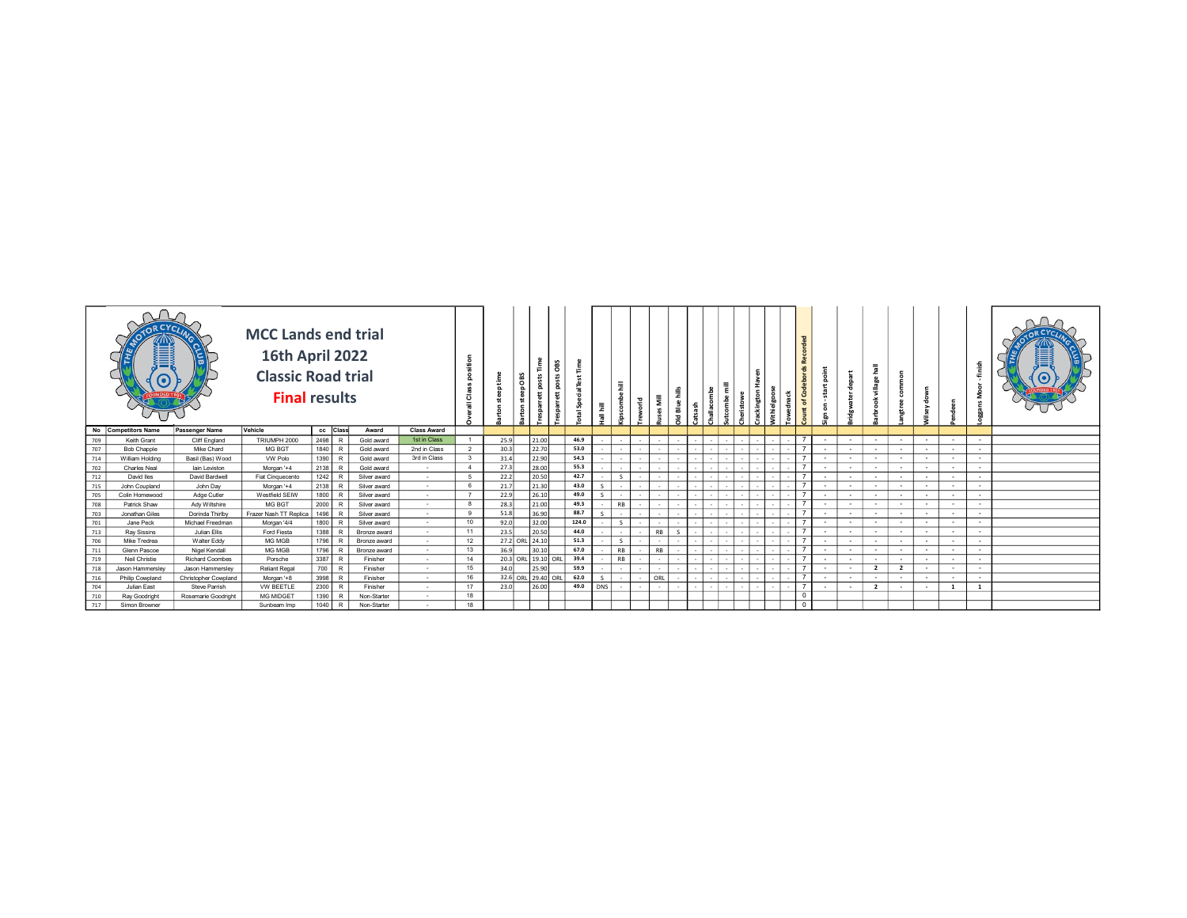# MCC Lands end trial
## 16th April 2022
## Classic Road trial
## Final results

| No | Competitors Name | Passenger Name | Vehicle | cc | Class | Award | Class Award | Overall Class position | Barton steep time | Barton steep OBS | Tresparrett posts Time | Tresparret posts OBS | Total Special Test Time | Hall hill | Kipscombe hill | Treworld | Ruses Mill | Old Blue hills | Catsash | Challacombe | Sutcombe mill | Cheristowe | Crackington Haven | Withielgoose | Towednack | Count of Godebords Recorded | Sign on - start point | Bridgwater depart | Bardrook village hall | Langtree common | Wilsey down | Pendeen | Loggans Moor - finish |
|---|---|---|---|---|---|---|---|---|---|---|---|---|---|---|---|---|---|---|---|---|---|---|---|---|---|---|---|---|---|---|---|---|---|
| 709 | Keith Grant | Cliff England | TRIUMPH 2000 | 2498 | R | Gold award | 1st in Class | 1 | 25.9 | | 21.00 | | 46.9 | - | - | - | - | - | - | - | - | - | - | - | - | 7 | - | - | - | - | - | - | - |
| 707 | Bob Chapple | Mike Chard | MG BGT | 1840 | R | Gold award | 2nd in Class | 2 | 30.3 | | 22.70 | | 53.0 | - | - | - | - | - | - | - | - | - | - | - | - | 7 | - | - | - | - | - | - | - |
| 714 | William Holding | Basil (Bas) Wood | VW Polo | 1390 | R | Gold award | 3rd in Class | 3 | 31.4 | | 22.90 | | 54.3 | - | - | - | - | - | - | - | - | - | - | - | - | 7 | - | - | - | - | - | - | - |
| 702 | Charles Neal | Iain Leviston | Morgan '+4 | 2138 | R | Gold award | - | 4 | 27.3 | | 28.00 | | 55.3 | - | - | - | - | - | - | - | - | - | - | - | - | 7 | - | - | - | - | - | - | - |
| 712 | David Iles | David Bardwell | Fiat Cinquecento | 1242 | R | Silver award | - | 5 | 22.2 | | 20.50 | | 42.7 | - | S | - | - | - | - | - | - | - | - | - | - | 7 | - | - | - | - | - | - | - |
| 715 | John Coupland | John Day | Morgan '+4 | 2138 | R | Silver award | - | 6 | 21.7 | | 21.30 | | 43.0 | S | - | - | - | - | - | - | - | - | - | - | - | 7 | - | - | - | - | - | - | - |
| 705 | Colin Homewood | Adge Cutler | Westfield SEIW | 1800 | R | Silver award | - | 7 | 22.9 | | 26.10 | | 49.0 | S | - | - | - | - | - | - | - | - | - | - | - | 7 | - | - | - | - | - | - | - |
| 708 | Patrick Shaw | Ady Wiltshire | MG BGT | 2000 | R | Silver award | - | 8 | 28.3 | | 21.00 | | 49.3 | - | RB | - | - | - | - | - | - | - | - | - | - | 7 | - | - | - | - | - | - | - |
| 703 | Jonathan Giles | Dorinda Thirlby | Frazer Nash TT Replica | 1496 | R | Silver award | - | 9 | 51.8 | | 36.90 | | 88.7 | S | - | - | - | - | - | - | - | - | - | - | - | 7 | - | - | - | - | - | - | - |
| 701 | Jane Peck | Michael Freedman | Morgan '4/4 | 1800 | R | Silver award | - | 10 | 92.0 | | 32.00 | | 124.0 | - | S | - | - | - | - | - | - | - | - | - | - | 7 | - | - | - | - | - | - | - |
| 713 | Ray Sissins | Julian Ellis | Ford Fiesta | 1388 | R | Bronze award | - | 11 | 23.5 | | 20.50 | | 44.0 | - | - | - | RB | S | - | - | - | - | - | - | - | 7 | - | - | - | - | - | - | - |
| 706 | Mike Tredrea | Walter Eddy | MG MGB | 1796 | R | Bronze award | - | 12 | 27.2 | ORL | 24.10 | | 51.3 | - | S | - | - | - | - | - | - | - | - | - | - | 7 | - | - | - | - | - | - | - |
| 711 | Glenn Pascoe | Nigel Kendall | MG MGB | 1796 | R | Bronze award | - | 13 | 36.9 | | 30.10 | | 67.0 | - | RB | - | RB | - | - | - | - | - | - | - | - | 7 | - | - | - | - | - | - | - |
| 719 | Neil Christie | Richard Coombes | Porsche | 3387 | R | Finisher | - | 14 | 20.3 | ORL | 19.10 | ORL | 39.4 | - | RB | - | - | - | - | - | - | - | - | - | - | 7 | - | - | - | - | - | - | - |
| 718 | Jason Hammersley | Jason Hammersley | Reliant Regal | 700 | R | Finisher | - | 15 | 34.0 | | 25.90 | | 59.9 | - | - | - | - | - | - | - | - | - | - | - | - | 7 | - | - | 2 | 2 | - | - | - |
| 716 | Philip Cowpland | Christopher Cowpland | Morgan '+8 | 3998 | R | Finisher | - | 16 | 32.6 | ORL | 29.40 | ORL | 62.0 | S | - | - | ORL | - | - | - | - | - | - | - | - | 7 | - | - | - | - | - | - | - |
| 704 | Julian East | Steve Parrish | VW BEETLE | 2300 | R | Finisher | - | 17 | 23.0 | | 26.00 | | 49.0 | DNS | - | - | - | - | - | - | - | - | - | - | - | 7 | - | - | 2 | - | - | 1 | 1 |
| 710 | Ray Goodright | Rosemarie Goodright | MG MIDGET | 1390 | R | Non-Starter | - | 18 | | | | | | | | | | | | | | | | | | 0 | | | | | | | |
| 717 | Simon Browner | | Sunbeam Imp | 1040 | R | Non-Starter | - | 18 | | | | | | | | | | | | | | | | | | 0 | | | | | | | |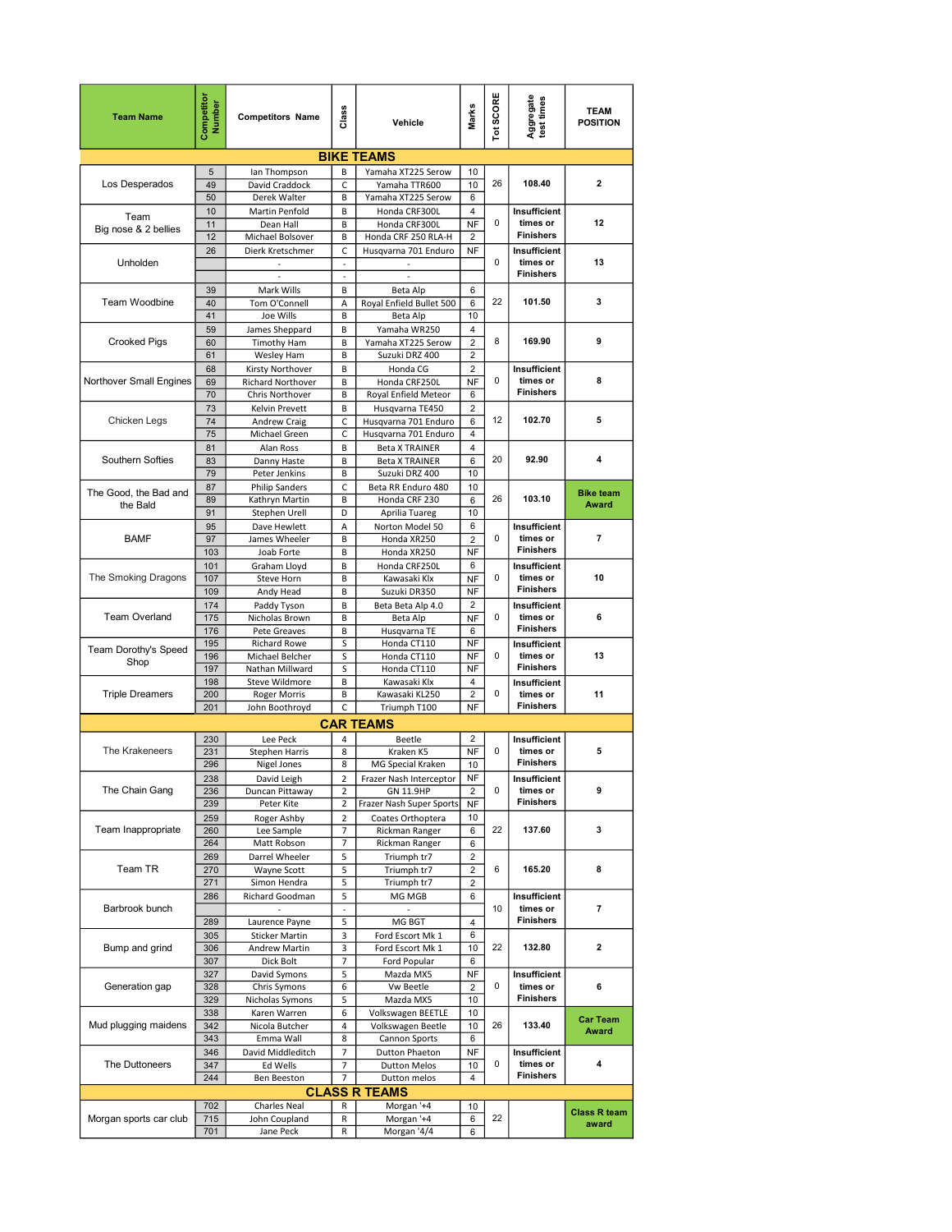| Team Name | Competitor Number | Competitors Name | Class | Vehicle | Marks | Tot SCORE | Aggregate test times | TEAM POSITION |
|---|---|---|---|---|---|---|---|---|
| **BIKE TEAMS** | | | | | | | | |
| Los Desperados | 5 | Ian Thompson | B | Yamaha XT225 Serow | 10 | 26 | 108.40 | 2 |
| | 49 | David Craddock | C | Yamaha TTR600 | 10 | | | |
| | 50 | Derek Walter | B | Yamaha XT225 Serow | 6 | | | |
| Team Big nose & 2 bellies | 10 | Martin Penfold | B | Honda CRF300L | 4 | 0 | Insufficient times or Finishers | 12 |
| | 11 | Dean Hall | B | Honda CRF300L | NF | | | |
| | 12 | Michael Bolsover | B | Honda CRF 250 RLA-H | 2 | | | |
| Unholden | 26 | Dierk Kretschmer | C | Husqvarna 701 Enduro | NF | 0 | Insufficient times or Finishers | 13 |
| | | - | - | - | | | | |
| | | - | - | - | | | | |
| Team Woodbine | 39 | Mark Wills | B | Beta Alp | 6 | 22 | 101.50 | 3 |
| | 40 | Tom O'Connell | A | Royal Enfield Bullet 500 | 6 | | | |
| | 41 | Joe Wills | B | Beta Alp | 10 | | | |
| Crooked Pigs | 59 | James Sheppard | B | Yamaha WR250 | 4 | 8 | 169.90 | 9 |
| | 60 | Timothy Ham | B | Yamaha XT225 Serow | 2 | | | |
| | 61 | Wesley Ham | B | Suzuki DRZ 400 | 2 | | | |
| Northover Small Engines | 68 | Kirsty Northover | B | Honda CG | 2 | 0 | Insufficient times or Finishers | 8 |
| | 69 | Richard Northover | B | Honda CRF250L | NF | | | |
| | 70 | Chris Northover | B | Royal Enfield Meteor | 6 | | | |
| Chicken Legs | 73 | Kelvin Prevett | B | Husqvarna TE450 | 2 | 12 | 102.70 | 5 |
| | 74 | Andrew Craig | C | Husqvarna 701 Enduro | 6 | | | |
| | 75 | Michael Green | C | Husqvarna 701 Enduro | 4 | | | |
| Southern Softies | 81 | Alan Ross | B | Beta X TRAINER | 4 | 20 | 92.90 | 4 |
| | 83 | Danny Haste | B | Beta X TRAINER | 6 | | | |
| | 79 | Peter Jenkins | B | Suzuki DRZ 400 | 10 | | | |
| The Good, the Bad and the Bald | 87 | Philip Sanders | C | Beta RR Enduro 480 | 10 | 26 | 103.10 | Bike team Award |
| | 89 | Kathryn Martin | B | Honda CRF 230 | 6 | | | |
| | 91 | Stephen Urell | D | Aprilia Tuareg | 10 | | | |
| BAMF | 95 | Dave Hewlett | A | Norton Model 50 | 6 | 0 | Insufficient times or Finishers | 7 |
| | 97 | James Wheeler | B | Honda XR250 | 2 | | | |
| | 103 | Joab Forte | B | Honda XR250 | NF | | | |
| The Smoking Dragons | 101 | Graham Lloyd | B | Honda CRF250L | 6 | 0 | Insufficient times or Finishers | 10 |
| | 107 | Steve Horn | B | Kawasaki Klx | NF | | | |
| | 109 | Andy Head | B | Suzuki DR350 | NF | | | |
| Team Overland | 174 | Paddy Tyson | B | Beta Beta Alp 4.0 | 2 | 0 | Insufficient times or Finishers | 6 |
| | 175 | Nicholas Brown | B | Beta Alp | NF | | | |
| | 176 | Pete Greaves | B | Husqvarna TE | 6 | | | |
| Team Dorothy's Speed Shop | 195 | Richard Rowe | S | Honda CT110 | NF | 0 | Insufficient times or Finishers | 13 |
| | 196 | Michael Belcher | S | Honda CT110 | NF | | | |
| | 197 | Nathan Millward | S | Honda CT110 | NF | | | |
| Triple Dreamers | 198 | Steve Wildmore | B | Kawasaki Klx | 4 | 0 | Insufficient times or Finishers | 11 |
| | 200 | Roger Morris | B | Kawasaki KL250 | 2 | | | |
| | 201 | John Boothroyd | C | Triumph T100 | NF | | | |
| **CAR TEAMS** | | | | | | | | |
| The Krakeneers | 230 | Lee Peck | 4 | Beetle | 2 | 0 | Insufficient times or Finishers | 5 |
| | 231 | Stephen Harris | 8 | Kraken K5 | NF | | | |
| | 296 | Nigel Jones | 8 | MG Special Kraken | 10 | | | |
| The Chain Gang | 238 | David Leigh | 2 | Frazer Nash Interceptor | NF | 0 | Insufficient times or Finishers | 9 |
| | 236 | Duncan Pittaway | 2 | GN 11.9HP | 2 | | | |
| | 239 | Peter Kite | 2 | Frazer Nash Super Sports | NF | | | |
| Team Inappropriate | 259 | Roger Ashby | 2 | Coates Orthoptera | 10 | 22 | 137.60 | 3 |
| | 260 | Lee Sample | 7 | Rickman Ranger | 6 | | | |
| | 264 | Matt Robson | 7 | Rickman Ranger | 6 | | | |
| Team TR | 269 | Darrel Wheeler | 5 | Triumph tr7 | 2 | 6 | 165.20 | 8 |
| | 270 | Wayne Scott | 5 | Triumph tr7 | 2 | | | |
| | 271 | Simon Hendra | 5 | Triumph tr7 | 2 | | | |
| Barbrook bunch | 286 | Richard Goodman | 5 | MG MGB | 6 | 10 | Insufficient times or Finishers | 7 |
| | | - | - | - | | | | |
| | 289 | Laurence Payne | 5 | MG BGT | 4 | | | |
| Bump and grind | 305 | Sticker Martin | 3 | Ford Escort Mk 1 | 6 | 22 | 132.80 | 2 |
| | 306 | Andrew Martin | 3 | Ford Escort Mk 1 | 10 | | | |
| | 307 | Dick Bolt | 7 | Ford Popular | 6 | | | |
| Generation gap | 327 | David Symons | 5 | Mazda MX5 | NF | 0 | Insufficient times or Finishers | 6 |
| | 328 | Chris Symons | 6 | Vw Beetle | 2 | | | |
| | 329 | Nicholas Symons | 5 | Mazda MX5 | 10 | | | |
| Mud plugging maidens | 338 | Karen Warren | 6 | Volkswagen BEETLE | 10 | 26 | 133.40 | Car Team Award |
| | 342 | Nicola Butcher | 4 | Volkswagen Beetle | 10 | | | |
| | 343 | Emma Wall | 8 | Cannon Sports | 6 | | | |
| The Duttoneers | 346 | David Middleditch | 7 | Dutton Phaeton | NF | 0 | Insufficient times or Finishers | 4 |
| | 347 | Ed Wells | 7 | Dutton Melos | 10 | | | |
| | 244 | Ben Beeston | 7 | Dutton melos | 4 | | | |
| **CLASS R TEAMS** | | | | | | | | |
| Morgan sports car club | 702 | Charles Neal | R | Morgan '+4 | 10 | 22 | | Class R team award |
| | 715 | John Coupland | R | Morgan '+4 | 6 | | | |
| | 701 | Jane Peck | R | Morgan '4/4 | 6 | | | |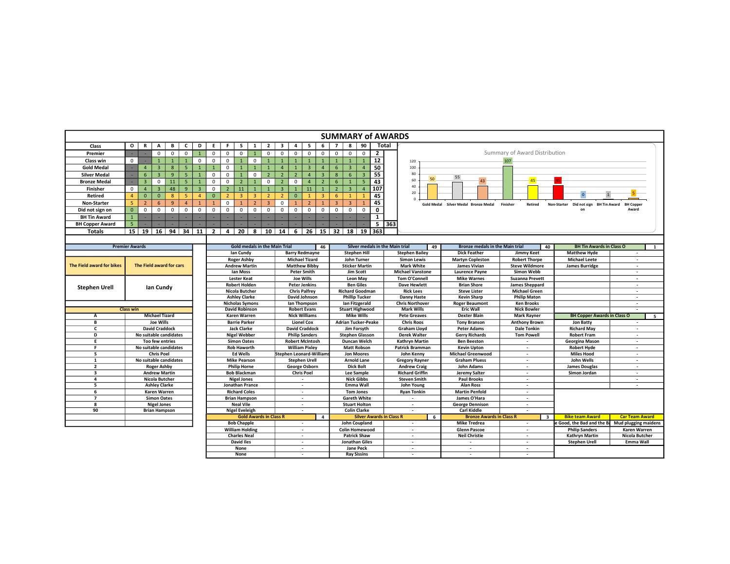# SUMMARY of AWARDS

| Class | O | R | A | B | C | D | E | F | S | 1 | 2 | 3 | 4 | 5 | 6 | 7 | 8 | 90 | Total | |
|---|---|---|---|---|---|---|---|---|---|---|---|---|---|---|---|---|---|---|---|---|
| Premier | - | - | 0 | 0 | 0 | 1 | 0 | 0 | 0 | 1 | 0 | 0 | 0 | 0 | 0 | 0 | 0 | 0 | 2 | |
| Class win | 0 | - | 1 | 1 | 1 | 0 | 0 | 0 | 1 | 0 | 1 | 1 | 1 | 1 | 1 | 1 | 1 | 1 | 12 | |
| Gold Medal | - | 4 | 3 | 8 | 5 | 1 | 1 | 0 | 1 | 1 | 1 | 4 | 1 | 3 | 4 | 6 | 3 | 4 | 50 | |
| Silver Medal | - | 6 | 3 | 9 | 5 | 1 | 0 | 0 | 1 | 0 | 2 | 2 | 2 | 4 | 3 | 8 | 6 | 3 | 55 | |
| Bronze Medal | - | 3 | 0 | 11 | 5 | 1 | 0 | 0 | 2 | 1 | 0 | 2 | 0 | 4 | 2 | 6 | 1 | 5 | 43 | |
| Finisher | 0 | 4 | 3 | 48 | 9 | 3 | 0 | 2 | 11 | 1 | 1 | 3 | 1 | 11 | 1 | 2 | 3 | 4 | 107 | |
| Retired | 4 | 0 | 0 | 8 | 5 | 4 | 0 | 2 | 3 | 3 | 2 | 2 | 0 | 1 | 3 | 6 | 1 | 1 | 45 | |
| Non-Starter | 5 | 2 | 6 | 9 | 4 | 1 | 1 | 0 | 1 | 2 | 3 | 0 | 1 | 2 | 1 | 3 | 3 | 1 | 45 | |
| Did not sign on | 0 | 0 | 0 | 0 | 0 | 0 | 0 | 0 | 0 | 0 | 0 | 0 | 0 | 0 | 0 | 0 | 0 | 0 | 0 | |
| BH Tin Award | 1 | - | - | - | - | - | - | - | - | - | - | - | - | - | - | - | - | - | 1 | |
| BH Copper Award | 5 | - | - | - | - | - | - | - | - | - | - | - | - | - | - | - | - | - | 5 | 363 |
| **Totals** | 15 | 19 | 16 | 94 | 34 | 11 | 2 | 4 | 20 | 8 | 10 | 14 | 6 | 26 | 15 | 32 | 18 | 19 | 363 | |

Summary of Award Distribution

120
100
80
60
40
20
0

50
55
43
107
45
45
0
1
5

Gold Medal
Silver Medal
Bronze Medal
Finisher
Retired
Non-Starter
Did not sign on
BH Tin Award
BH Copper Award

## Premier Awards

| The Field award for bikes | The Field award for cars |
|---|---|
| Stephen Urell | Ian Cundy |

## Class win

| | |
|---|---|
| A | Michael Tizard |
| B | Joe Wills |
| C | David Craddock |
| D | No suitable candidates |
| E | Too few entries |
| F | No suitable candidates |
| S | Chris Poel |
| 1 | No suitable candidates |
| 2 | Roger Ashby |
| 3 | Andrew Martin |
| 4 | Nicola Butcher |
| 5 | Ashley Clarke |
| 6 | Karen Warren |
| 7 | Simon Oates |
| 8 | Nigel Jones |
| 90 | Brian Hampson |

## Gold medals in the Main Trial — 46

| | |
|---|---|
| Ian Cundy | Barry Redmayne |
| Roger Ashby | Michael Tizard |
| Andrew Martin | Matthew Bibby |
| Ian Moss | Peter Smith |
| Lester Keat | Joe Wills |
| Robert Holden | Peter Jenkins |
| Nicola Butcher | Chris Palfrey |
| Ashley Clarke | David Johnson |
| Nicholas Symons | Ian Thompson |
| David Robinson | Robert Evans |
| Karen Warren | Nick Williams |
| Barrie Parker | Lionel Cox |
| Jack Clarke | David Craddock |
| Nigel Webber | Philip Sanders |
| Simon Oates | Robert McIntosh |
| Rob Haworth | William Pixley |
| Ed Wells | Stephen Leonard-Williams |
| Mike Pearson | Stephen Urell |
| Philip Horne | George Osborn |
| Bob Blackman | Chris Poel |
| Nigel Jones | - |
| Jonathan Prance | - |
| Richard Coles | - |
| Brian Hampson | - |
| Neal Vile | - |
| Nigel Eveleigh | - |

## Gold Awards in Class R — 4

| | |
|---|---|
| Bob Chapple | - |
| William Holding | - |
| Charles Neal | - |
| David Iles | - |
| None | - |
| None | - |

## Silver medals in the Main trial — 49

| | |
|---|---|
| Stephen Hill | Stephen Bailey |
| John Turner | Simon Lewis |
| Sticker Martin | Mark White |
| Jim Scott | Michael Vanstone |
| Leon May | Tom O'Connell |
| Ben Giles | Dave Hewlett |
| Richard Goodman | Rick Lees |
| Phillip Tucker | Danny Haste |
| Ian Fitzgerald | Chris Northover |
| Stuart Highwood | Mark Wills |
| Mike Wills | Pete Greaves |
| Adrian Tucker-Peake | Chris Roos |
| Jim Forsyth | Graham Lloyd |
| Stephen Glasson | Derek Walter |
| Duncan Welch | Kathryn Martin |
| Matt Robson | Patrick Bramman |
| Jon Moores | John Kenny |
| Arnold Lane | Gregory Rayner |
| Dick Bolt | Andrew Craig |
| Lee Sample | Richard Griffin |
| Nick Gibbs | Steven Smith |
| Emma Wall | John Young |
| Tom Jones | Ryan Tonkin |
| Gareth White | - |
| Stuart Holton | - |
| Colin Clarke | - |

## Silver Awards in Class R — 6

| | |
|---|---|
| John Coupland | - |
| Colin Homewood | - |
| Patrick Shaw | - |
| Jonathan Giles | - |
| Jane Peck | - |
| Ray Sissins | - |

## Bronze medals in the Main trial — 40

| | |
|---|---|
| Dick Feather | Jimmy Keet |
| Martyn Copleston | Robert Thorpe |
| James Vivian | Steve Wildmore |
| Laurence Payne | Simon Webb |
| Mike Warnes | Suzanna Prevett |
| Brian Shore | James Sheppard |
| Steve Lister | Michael Green |
| Kevin Sharp | Philip Maton |
| Roger Beaumont | Ken Brooks |
| Eric Wall | Nick Bowler |
| Dexter Blain | Mark Rayner |
| Tony Branson | Anthony Brown |
| Peter Adams | Dale Tonkin |
| Gerry Richards | Tom Powell |
| Ben Beeston | - |
| Kevin Upton | - |
| Michael Greenwood | - |
| Graham Pluess | - |
| John Adams | - |
| Jeremy Salter | - |
| Paul Brooks | - |
| Alan Ross | - |
| Martin Penfold | - |
| James O'Hara | - |
| George Dennison | - |
| Carl Kiddle | - |

## Bronze Awards in Class R — 3

| | |
|---|---|
| Mike Tredrea | - |
| Glenn Pascoe | - |
| Neil Christie | - |
| - | - |
| - | - |

## BH Tin Awards in Class O — 1

| | |
|---|---|
| Matthew Hyde | - |
| Michael Leete | - |
| James Burridge | - |
| | - |
| | - |
| | - |
| | - |
| | - |
| | - |
| | - |

## BH Copper Awards in Class O — 5

| | |
|---|---|
| Jon Batty | - |
| Richard May | - |
| Robert Fram | - |
| Georgina Mason | - |
| Robert Hyde | - |
| Miles Hood | - |
| John Wells | - |
| James Douglas | - |
| Simon Jordan | - |
| | - |
| | - |

| Bike team Award | Car Team Award |
|---|---|
| e Good, the Bad and the B | Mud plugging maidens |
| Philip Sanders | Karen Warren |
| Kathryn Martin | Nicola Butcher |
| Stephen Urell | Emma Wall |